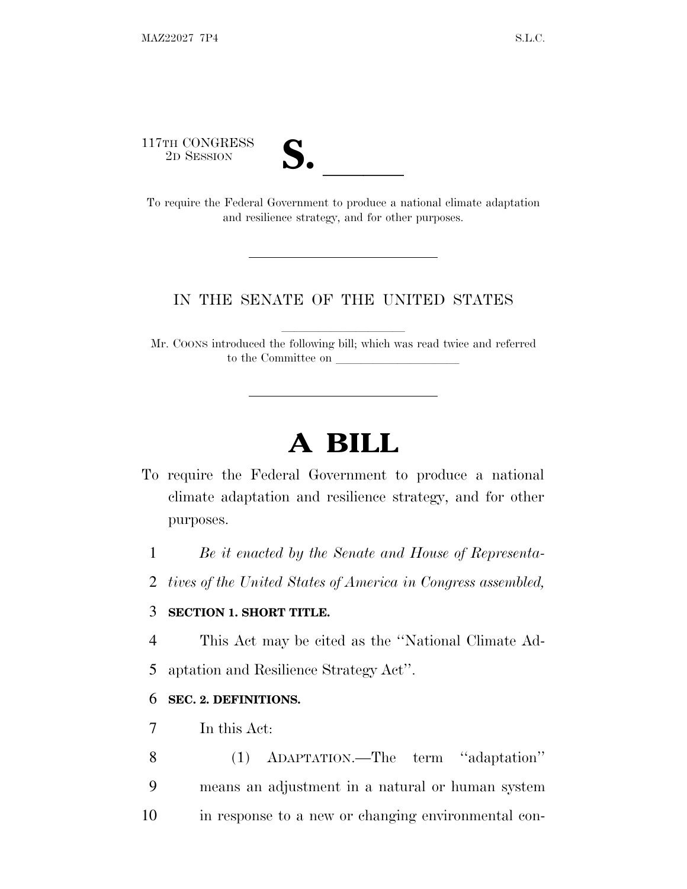117TH CONGRESS
2D SESSION

**S. \_\_\_\_\_\_**

To require the Federal Government to produce a national climate adaptation and resilience strategy, and for other purposes.

---

IN THE SENATE OF THE UNITED STATES

Mr. COONS introduced the following bill; which was read twice and referred to the Committee on \_\_\_\_\_\_\_\_\_\_\_\_\_\_\_\_\_\_\_\_

---

# A BILL

To require the Federal Government to produce a national climate adaptation and resilience strategy, and for other purposes.

*Be it enacted by the Senate and House of Representatives of the United States of America in Congress assembled,*

**SECTION 1. SHORT TITLE.**

This Act may be cited as the ''National Climate Adaptation and Resilience Strategy Act''.

**SEC. 2. DEFINITIONS.**

In this Act:

(1) ADAPTATION.—The term ''adaptation'' means an adjustment in a natural or human system in response to a new or changing environmental con-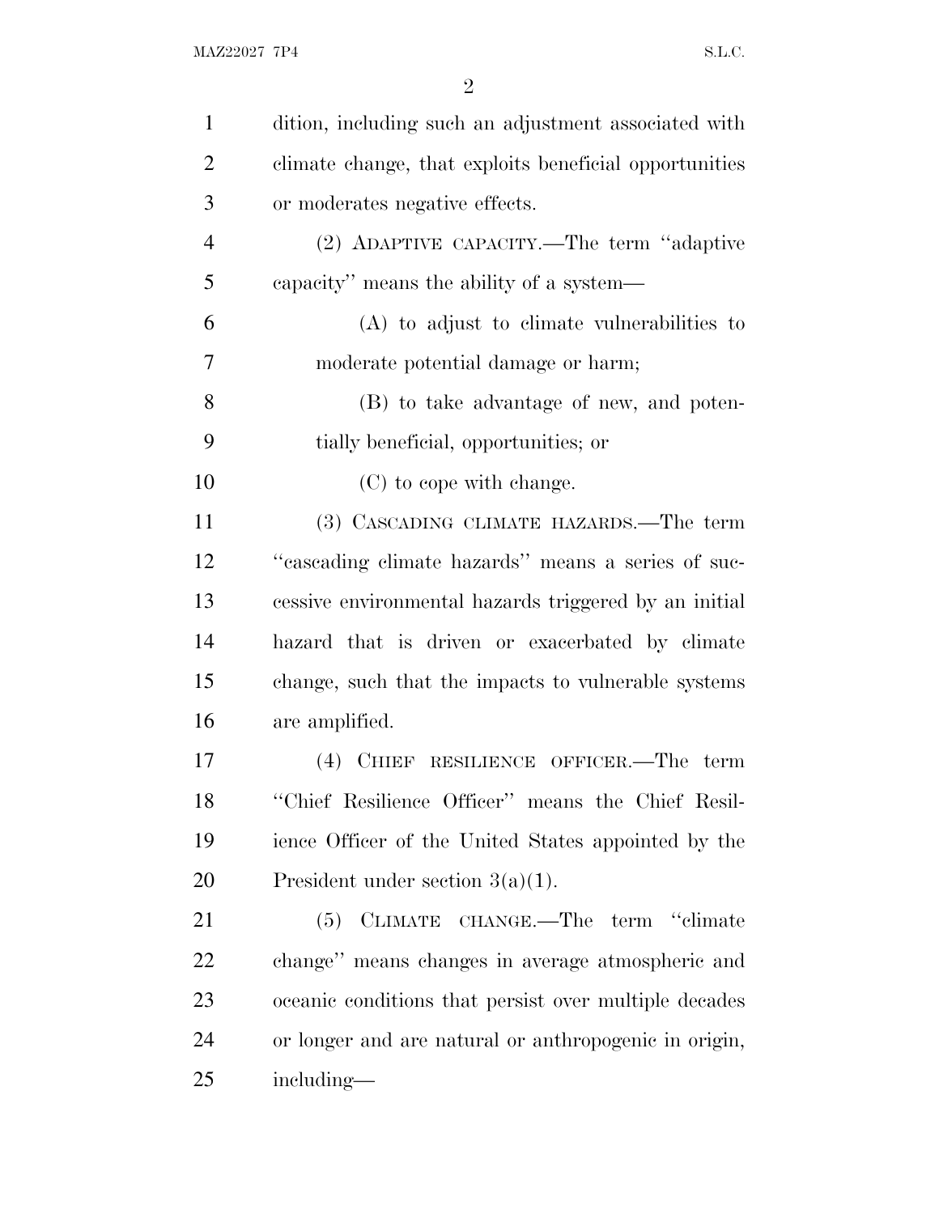dition, including such an adjustment associated with climate change, that exploits beneficial opportunities or moderates negative effects.

(2) ADAPTIVE CAPACITY.—The term "adaptive capacity" means the ability of a system—

(A) to adjust to climate vulnerabilities to moderate potential damage or harm;

(B) to take advantage of new, and potentially beneficial, opportunities; or

(C) to cope with change.

(3) CASCADING CLIMATE HAZARDS.—The term "cascading climate hazards" means a series of successive environmental hazards triggered by an initial hazard that is driven or exacerbated by climate change, such that the impacts to vulnerable systems are amplified.

(4) CHIEF RESILIENCE OFFICER.—The term "Chief Resilience Officer" means the Chief Resilience Officer of the United States appointed by the President under section 3(a)(1).

(5) CLIMATE CHANGE.—The term "climate change" means changes in average atmospheric and oceanic conditions that persist over multiple decades or longer and are natural or anthropogenic in origin, including—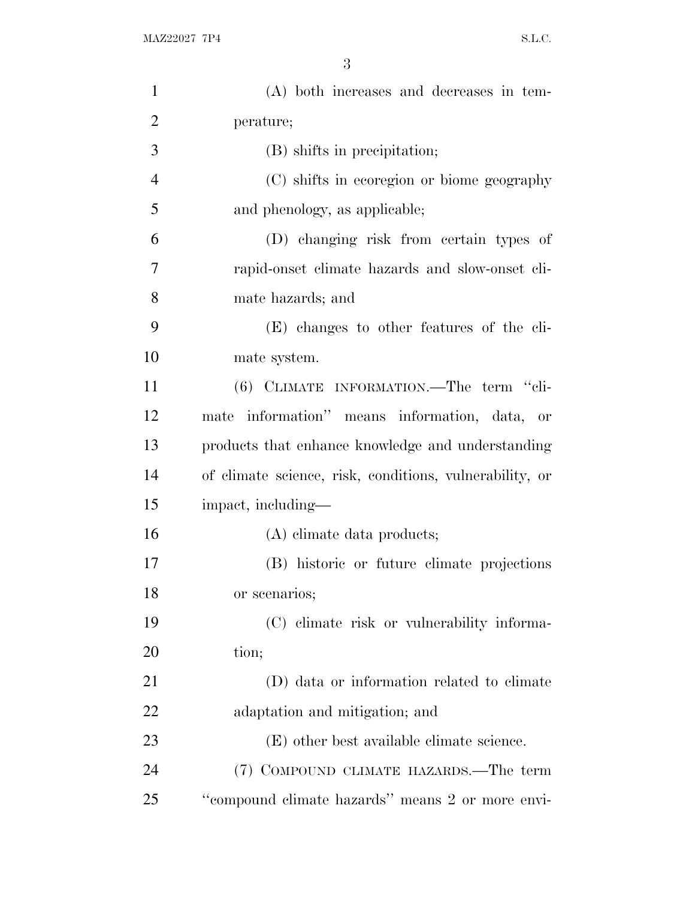(A) both increases and decreases in temperature;

(B) shifts in precipitation;

(C) shifts in ecoregion or biome geography and phenology, as applicable;

(D) changing risk from certain types of rapid-onset climate hazards and slow-onset climate hazards; and

(E) changes to other features of the climate system.

(6) CLIMATE INFORMATION.—The term ''climate information'' means information, data, or products that enhance knowledge and understanding of climate science, risk, conditions, vulnerability, or impact, including—

(A) climate data products;

(B) historic or future climate projections or scenarios;

(C) climate risk or vulnerability information;

(D) data or information related to climate adaptation and mitigation; and

(E) other best available climate science.

(7) COMPOUND CLIMATE HAZARDS.—The term ''compound climate hazards'' means 2 or more envi-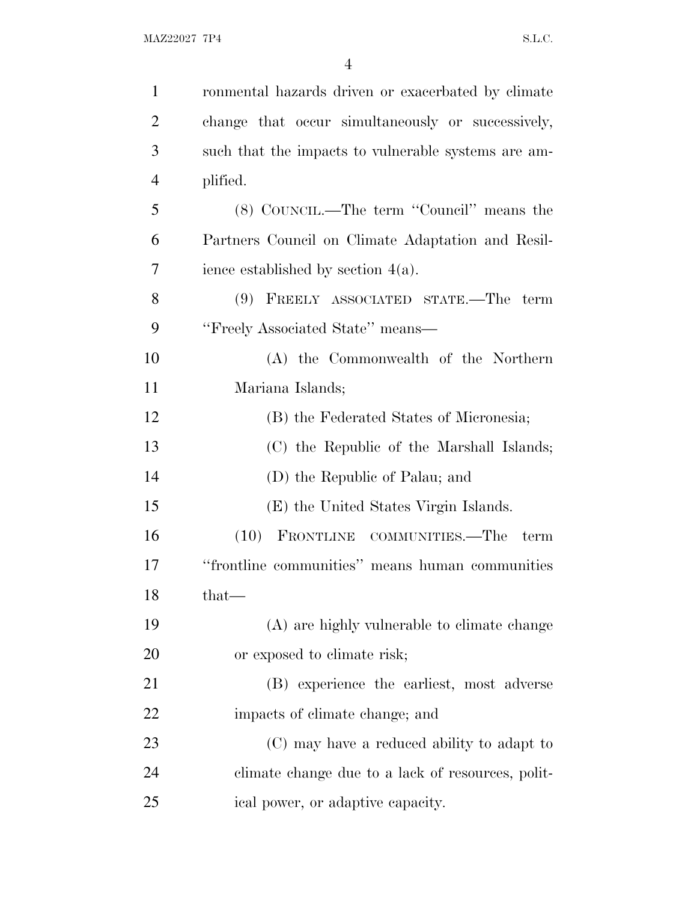ronmental hazards driven or exacerbated by climate change that occur simultaneously or successively, such that the impacts to vulnerable systems are amplified.

(8) COUNCIL.—The term "Council" means the Partners Council on Climate Adaptation and Resilience established by section 4(a).

(9) FREELY ASSOCIATED STATE.—The term "Freely Associated State" means—

(A) the Commonwealth of the Northern Mariana Islands;

(B) the Federated States of Micronesia;

(C) the Republic of the Marshall Islands;

(D) the Republic of Palau; and

(E) the United States Virgin Islands.

(10) FRONTLINE COMMUNITIES.—The term "frontline communities" means human communities that—

(A) are highly vulnerable to climate change or exposed to climate risk;

(B) experience the earliest, most adverse impacts of climate change; and

(C) may have a reduced ability to adapt to climate change due to a lack of resources, political power, or adaptive capacity.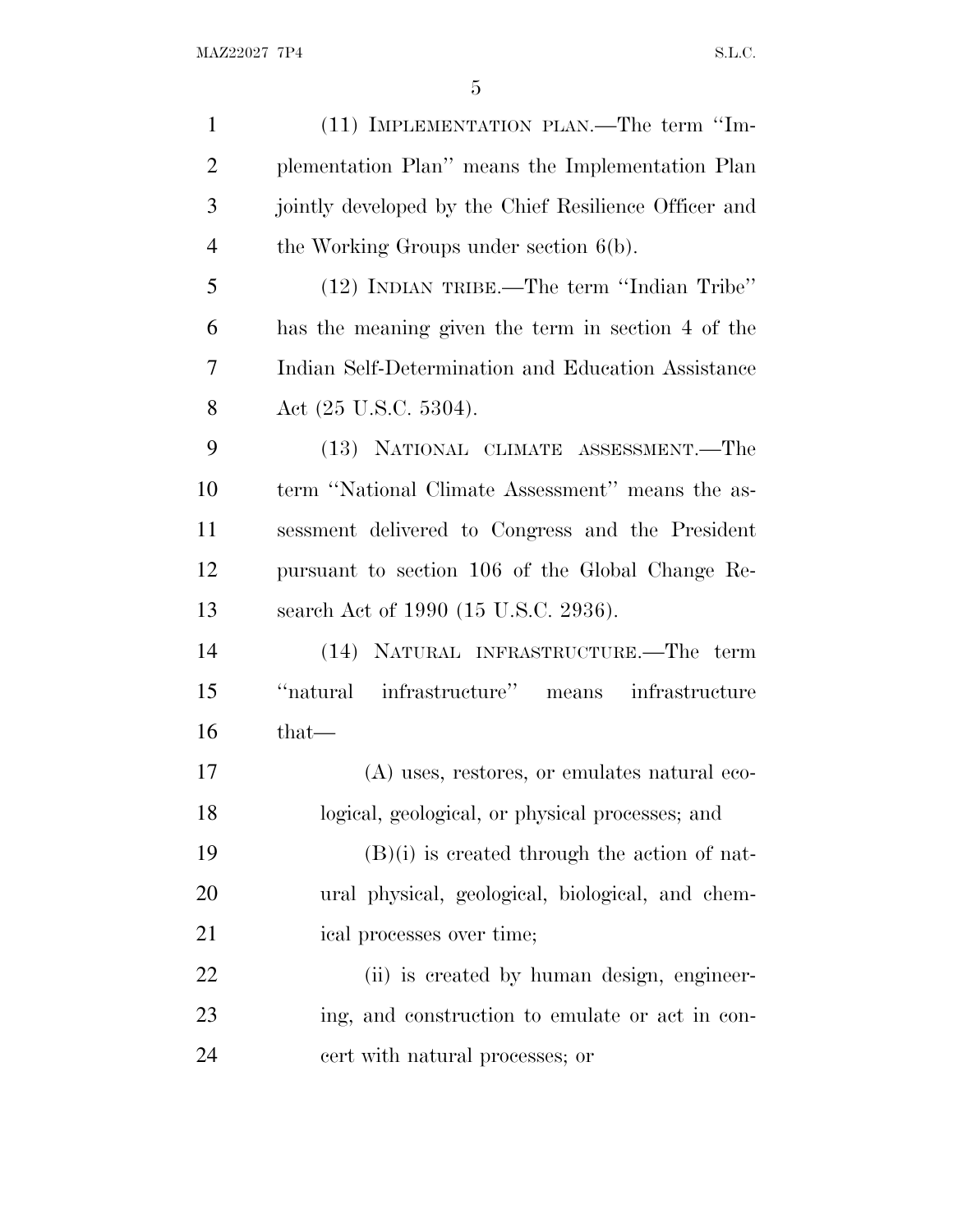(11) IMPLEMENTATION PLAN.—The term "Implementation Plan" means the Implementation Plan jointly developed by the Chief Resilience Officer and the Working Groups under section 6(b).

(12) INDIAN TRIBE.—The term "Indian Tribe" has the meaning given the term in section 4 of the Indian Self-Determination and Education Assistance Act (25 U.S.C. 5304).

(13) NATIONAL CLIMATE ASSESSMENT.—The term "National Climate Assessment" means the assessment delivered to Congress and the President pursuant to section 106 of the Global Change Research Act of 1990 (15 U.S.C. 2936).

(14) NATURAL INFRASTRUCTURE.—The term "natural infrastructure" means infrastructure that—

(A) uses, restores, or emulates natural ecological, geological, or physical processes; and

(B)(i) is created through the action of natural physical, geological, biological, and chemical processes over time;

(ii) is created by human design, engineering, and construction to emulate or act in concert with natural processes; or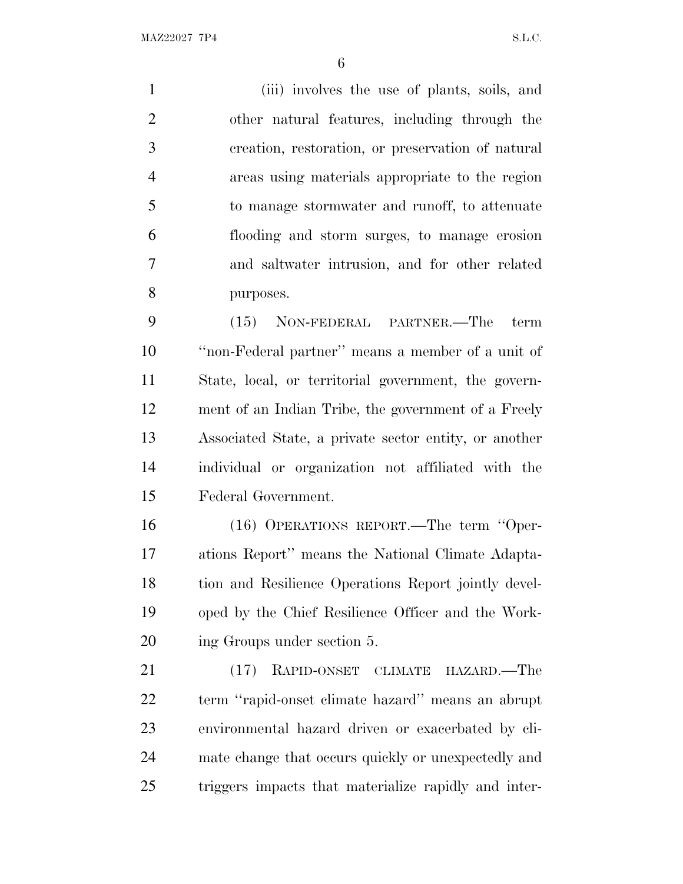(iii) involves the use of plants, soils, and other natural features, including through the creation, restoration, or preservation of natural areas using materials appropriate to the region to manage stormwater and runoff, to attenuate flooding and storm surges, to manage erosion and saltwater intrusion, and for other related purposes.

(15) NON-FEDERAL PARTNER.—The term ''non-Federal partner'' means a member of a unit of State, local, or territorial government, the government of an Indian Tribe, the government of a Freely Associated State, a private sector entity, or another individual or organization not affiliated with the Federal Government.

(16) OPERATIONS REPORT.—The term ''Operations Report'' means the National Climate Adaptation and Resilience Operations Report jointly developed by the Chief Resilience Officer and the Working Groups under section 5.

(17) RAPID-ONSET CLIMATE HAZARD.—The term ''rapid-onset climate hazard'' means an abrupt environmental hazard driven or exacerbated by climate change that occurs quickly or unexpectedly and triggers impacts that materialize rapidly and inter-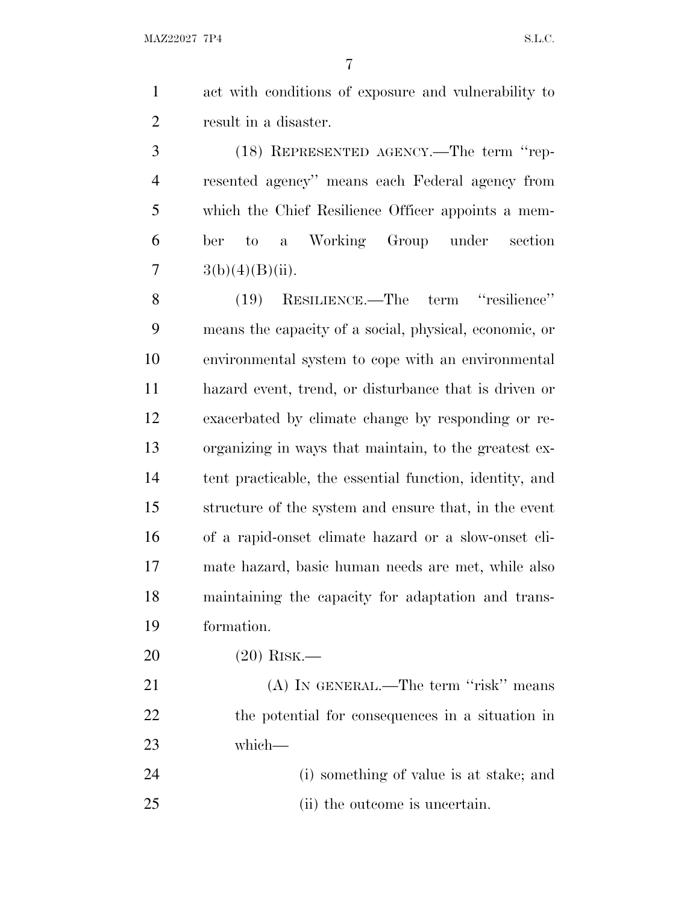act with conditions of exposure and vulnerability to result in a disaster.

(18) REPRESENTED AGENCY.—The term "represented agency" means each Federal agency from which the Chief Resilience Officer appoints a member to a Working Group under section 3(b)(4)(B)(ii).

(19) RESILIENCE.—The term "resilience" means the capacity of a social, physical, economic, or environmental system to cope with an environmental hazard event, trend, or disturbance that is driven or exacerbated by climate change by responding or reorganizing in ways that maintain, to the greatest extent practicable, the essential function, identity, and structure of the system and ensure that, in the event of a rapid-onset climate hazard or a slow-onset climate hazard, basic human needs are met, while also maintaining the capacity for adaptation and transformation.

(20) RISK.—

(A) IN GENERAL.—The term "risk" means the potential for consequences in a situation in which—

(i) something of value is at stake; and

(ii) the outcome is uncertain.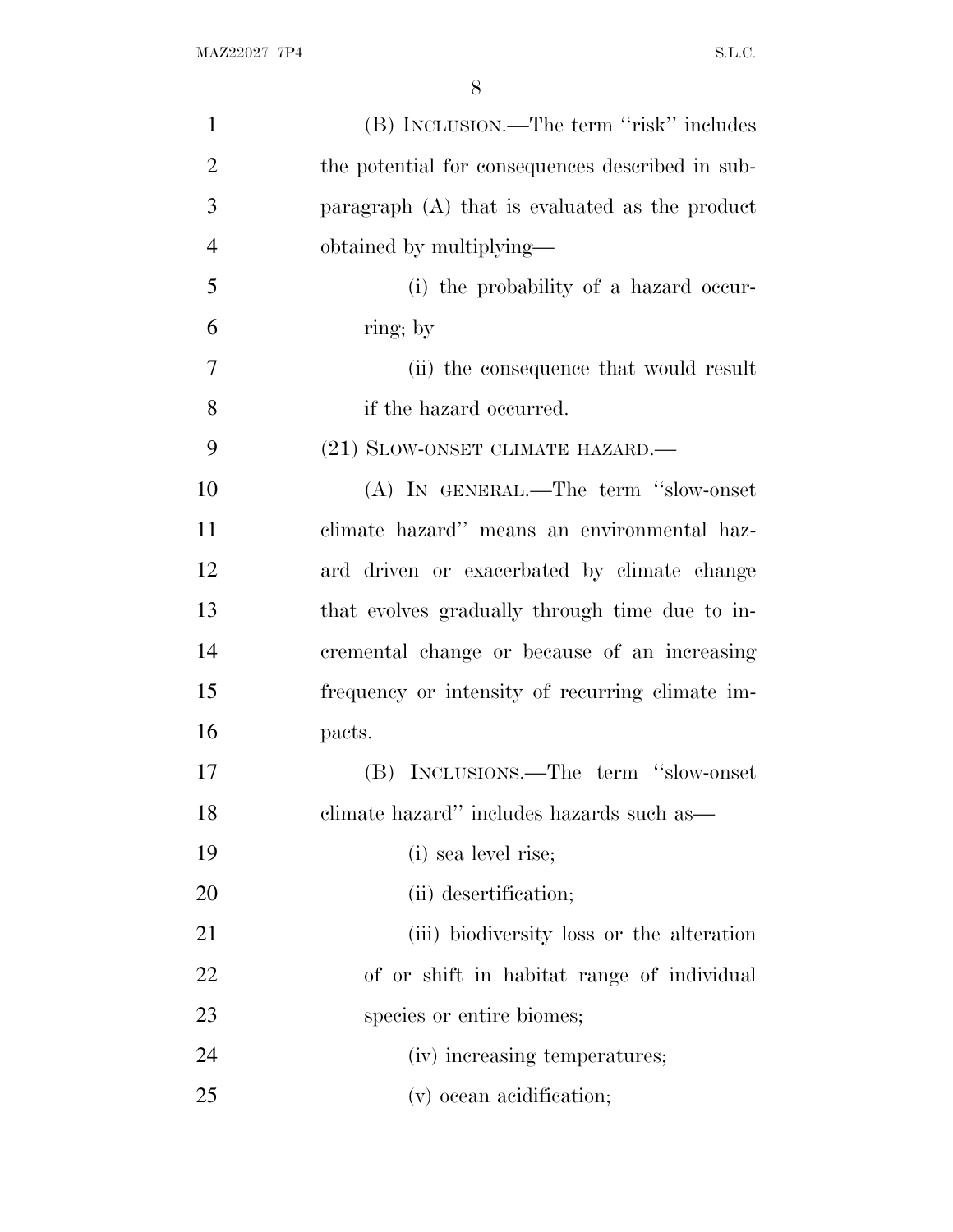(B) INCLUSION.—The term "risk" includes the potential for consequences described in subparagraph (A) that is evaluated as the product obtained by multiplying—

(i) the probability of a hazard occurring; by

(ii) the consequence that would result if the hazard occurred.

(21) SLOW-ONSET CLIMATE HAZARD.—

(A) IN GENERAL.—The term "slow-onset climate hazard" means an environmental hazard driven or exacerbated by climate change that evolves gradually through time due to incremental change or because of an increasing frequency or intensity of recurring climate impacts.

(B) INCLUSIONS.—The term "slow-onset climate hazard" includes hazards such as—

(i) sea level rise;

(ii) desertification;

(iii) biodiversity loss or the alteration of or shift in habitat range of individual species or entire biomes;

(iv) increasing temperatures;

(v) ocean acidification;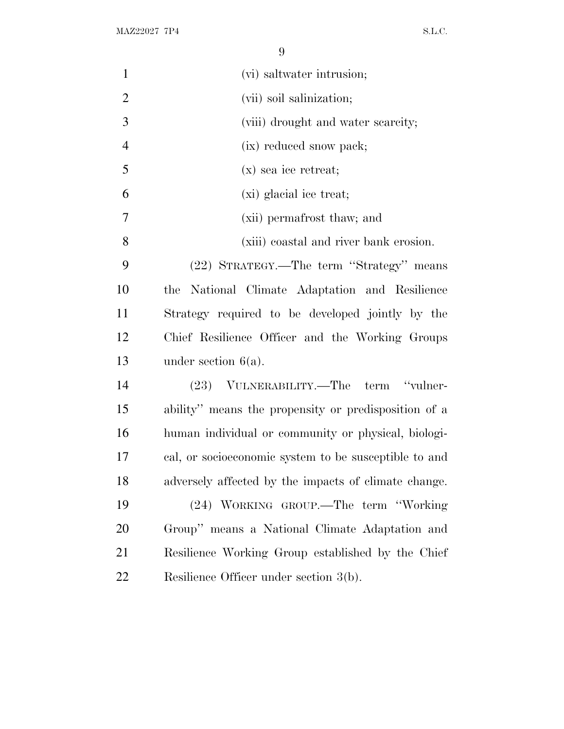(vi) saltwater intrusion;

(vii) soil salinization;

(viii) drought and water scarcity;

(ix) reduced snow pack;

(x) sea ice retreat;

(xi) glacial ice treat;

(xii) permafrost thaw; and

(xiii) coastal and river bank erosion.

(22) STRATEGY.—The term ''Strategy'' means the National Climate Adaptation and Resilience Strategy required to be developed jointly by the Chief Resilience Officer and the Working Groups under section 6(a).

(23) VULNERABILITY.—The term ''vulnerability'' means the propensity or predisposition of a human individual or community or physical, biological, or socioeconomic system to be susceptible to and adversely affected by the impacts of climate change.

(24) WORKING GROUP.—The term ''Working Group'' means a National Climate Adaptation and Resilience Working Group established by the Chief Resilience Officer under section 3(b).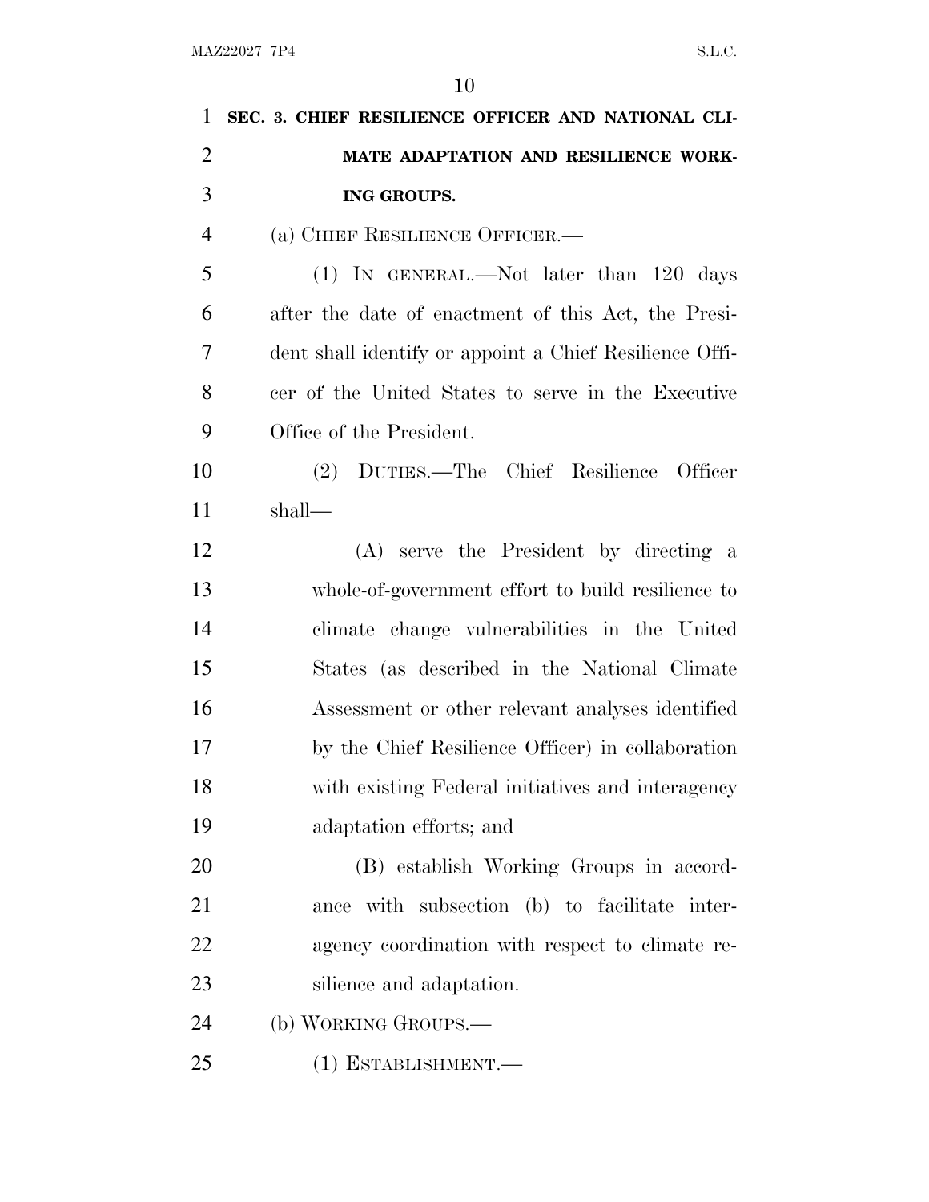**SEC. 3. CHIEF RESILIENCE OFFICER AND NATIONAL CLIMATE ADAPTATION AND RESILIENCE WORKING GROUPS.**

(a) CHIEF RESILIENCE OFFICER.—

(1) IN GENERAL.—Not later than 120 days after the date of enactment of this Act, the President shall identify or appoint a Chief Resilience Officer of the United States to serve in the Executive Office of the President.

(2) DUTIES.—The Chief Resilience Officer shall—

(A) serve the President by directing a whole-of-government effort to build resilience to climate change vulnerabilities in the United States (as described in the National Climate Assessment or other relevant analyses identified by the Chief Resilience Officer) in collaboration with existing Federal initiatives and interagency adaptation efforts; and

(B) establish Working Groups in accordance with subsection (b) to facilitate interagency coordination with respect to climate resilience and adaptation.

(b) WORKING GROUPS.—

(1) ESTABLISHMENT.—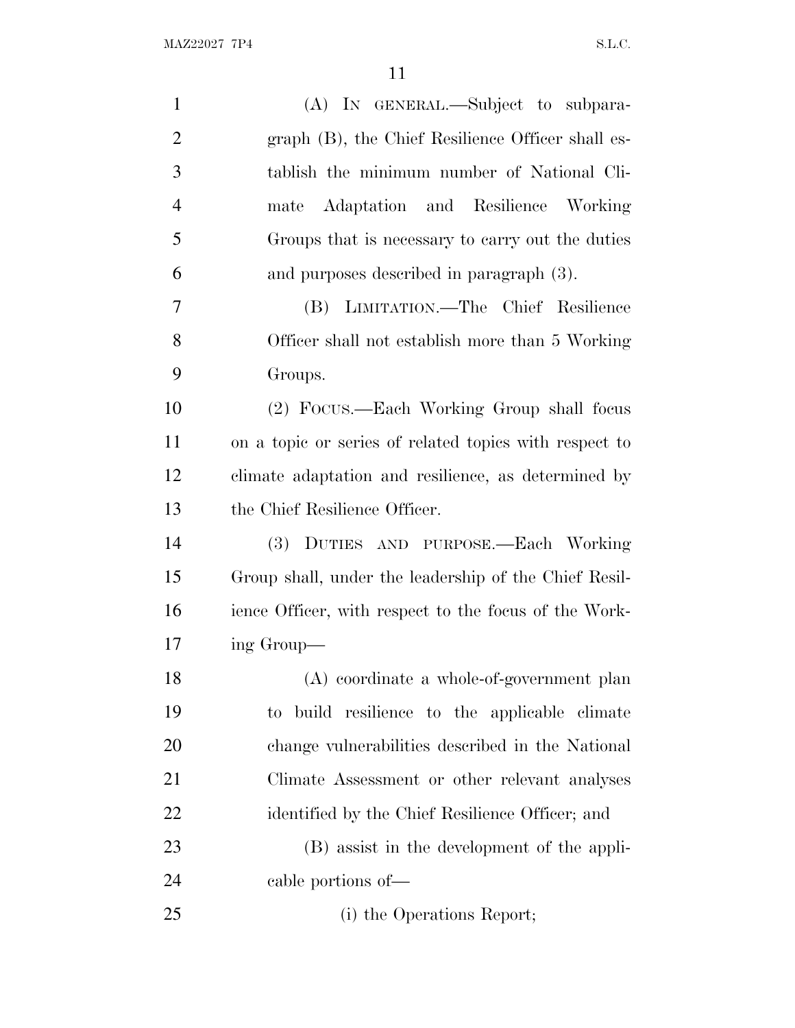(A) IN GENERAL.—Subject to subparagraph (B), the Chief Resilience Officer shall establish the minimum number of National Climate Adaptation and Resilience Working Groups that is necessary to carry out the duties and purposes described in paragraph (3).

(B) LIMITATION.—The Chief Resilience Officer shall not establish more than 5 Working Groups.

(2) FOCUS.—Each Working Group shall focus on a topic or series of related topics with respect to climate adaptation and resilience, as determined by the Chief Resilience Officer.

(3) DUTIES AND PURPOSE.—Each Working Group shall, under the leadership of the Chief Resilience Officer, with respect to the focus of the Working Group—

(A) coordinate a whole-of-government plan to build resilience to the applicable climate change vulnerabilities described in the National Climate Assessment or other relevant analyses identified by the Chief Resilience Officer; and

(B) assist in the development of the applicable portions of—

(i) the Operations Report;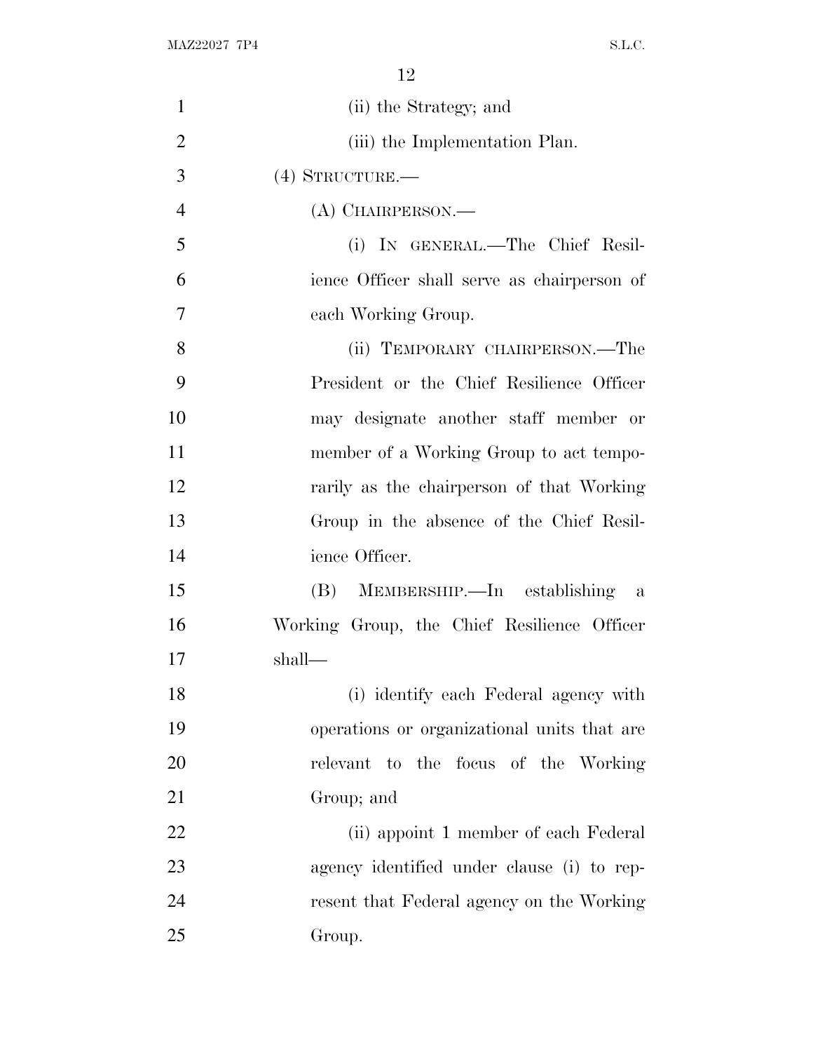(ii) the Strategy; and

(iii) the Implementation Plan.

(4) STRUCTURE.—

(A) CHAIRPERSON.—

(i) IN GENERAL.—The Chief Resilience Officer shall serve as chairperson of each Working Group.

(ii) TEMPORARY CHAIRPERSON.—The President or the Chief Resilience Officer may designate another staff member or member of a Working Group to act temporarily as the chairperson of that Working Group in the absence of the Chief Resilience Officer.

(B) MEMBERSHIP.—In establishing a Working Group, the Chief Resilience Officer shall—

(i) identify each Federal agency with operations or organizational units that are relevant to the focus of the Working Group; and

(ii) appoint 1 member of each Federal agency identified under clause (i) to represent that Federal agency on the Working Group.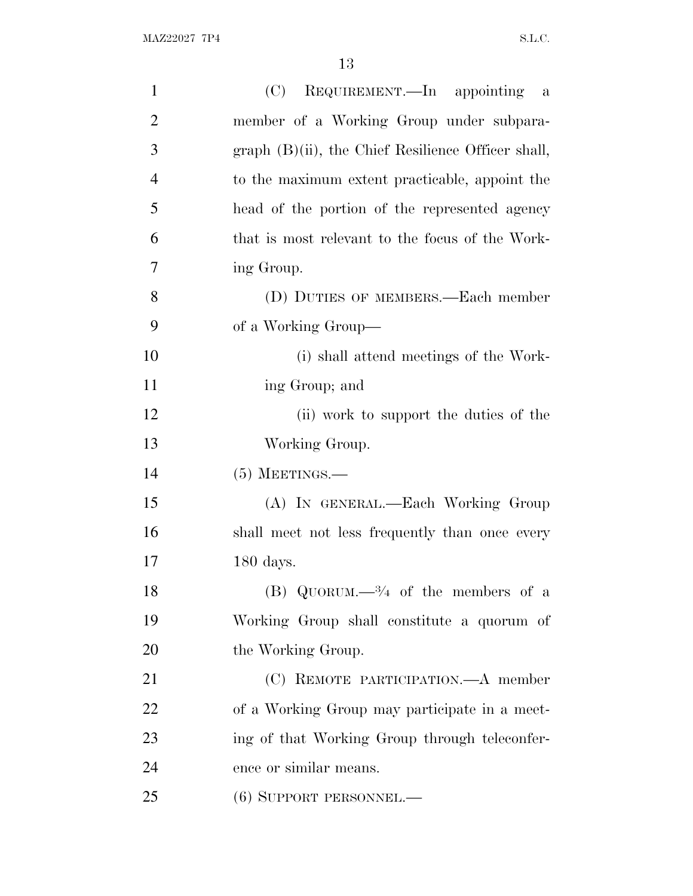(C) REQUIREMENT.—In appointing a member of a Working Group under subparagraph (B)(ii), the Chief Resilience Officer shall, to the maximum extent practicable, appoint the head of the portion of the represented agency that is most relevant to the focus of the Working Group.

(D) DUTIES OF MEMBERS.—Each member of a Working Group—

(i) shall attend meetings of the Working Group; and

(ii) work to support the duties of the Working Group.

(5) MEETINGS.—

(A) IN GENERAL.—Each Working Group shall meet not less frequently than once every 180 days.

(B) QUORUM.—¾ of the members of a Working Group shall constitute a quorum of the Working Group.

(C) REMOTE PARTICIPATION.—A member of a Working Group may participate in a meeting of that Working Group through teleconference or similar means.

(6) SUPPORT PERSONNEL.—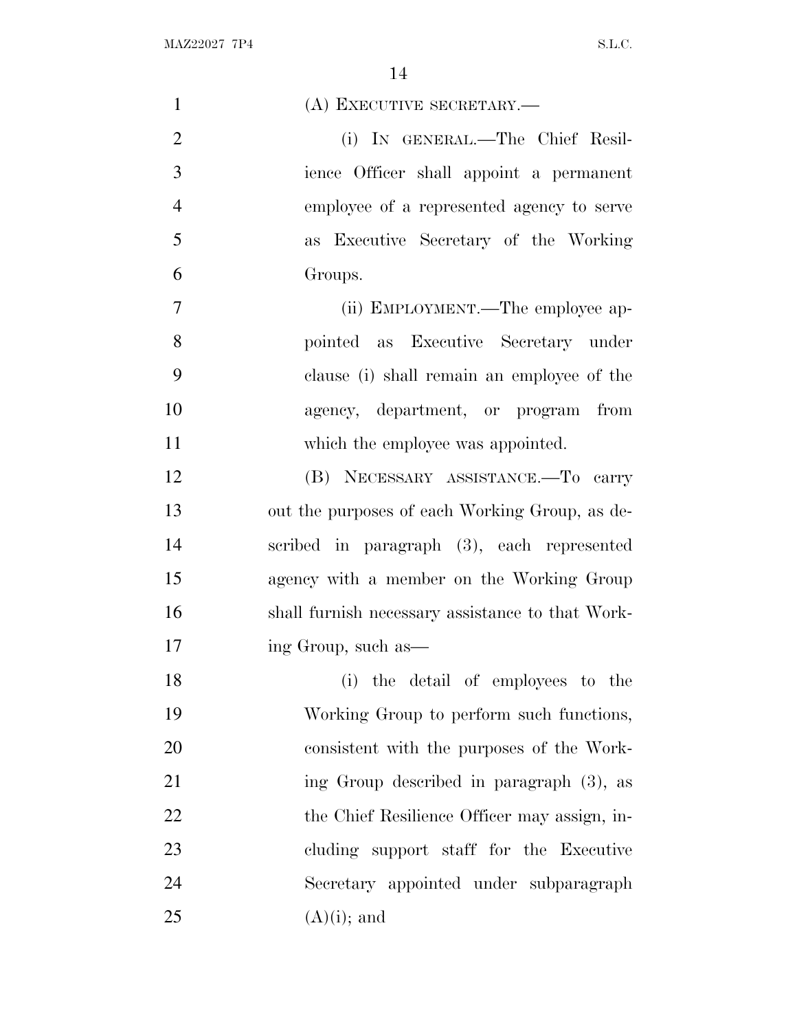(A) EXECUTIVE SECRETARY.—

(i) IN GENERAL.—The Chief Resilience Officer shall appoint a permanent employee of a represented agency to serve as Executive Secretary of the Working Groups.

(ii) EMPLOYMENT.—The employee appointed as Executive Secretary under clause (i) shall remain an employee of the agency, department, or program from which the employee was appointed.

(B) NECESSARY ASSISTANCE.—To carry out the purposes of each Working Group, as described in paragraph (3), each represented agency with a member on the Working Group shall furnish necessary assistance to that Working Group, such as—

(i) the detail of employees to the Working Group to perform such functions, consistent with the purposes of the Working Group described in paragraph (3), as the Chief Resilience Officer may assign, including support staff for the Executive Secretary appointed under subparagraph (A)(i); and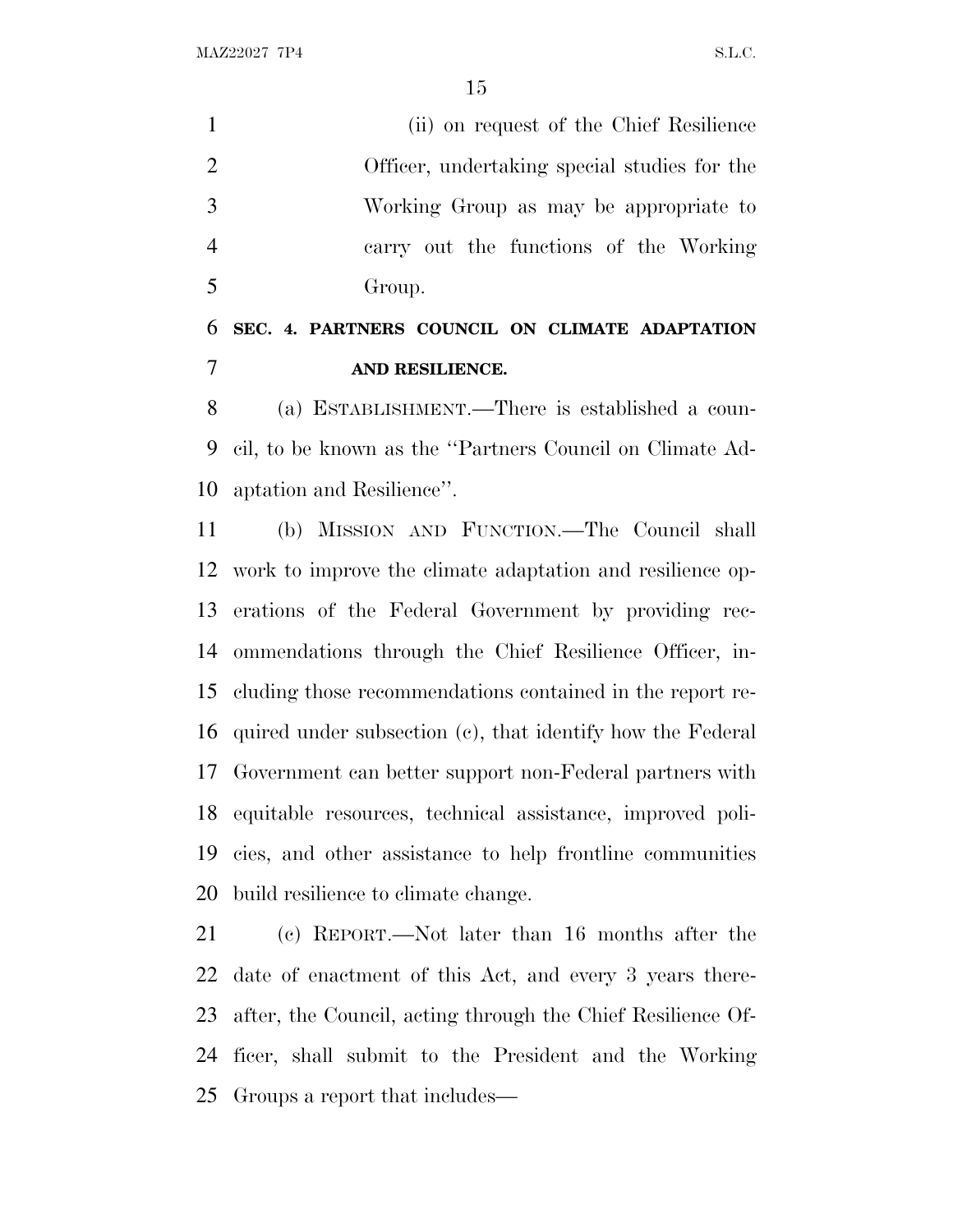(ii) on request of the Chief Resilience Officer, undertaking special studies for the Working Group as may be appropriate to carry out the functions of the Working Group.

## SEC. 4. PARTNERS COUNCIL ON CLIMATE ADAPTATION AND RESILIENCE.

(a) ESTABLISHMENT.—There is established a council, to be known as the ''Partners Council on Climate Adaptation and Resilience''.

(b) MISSION AND FUNCTION.—The Council shall work to improve the climate adaptation and resilience operations of the Federal Government by providing recommendations through the Chief Resilience Officer, including those recommendations contained in the report required under subsection (c), that identify how the Federal Government can better support non-Federal partners with equitable resources, technical assistance, improved policies, and other assistance to help frontline communities build resilience to climate change.

(c) REPORT.—Not later than 16 months after the date of enactment of this Act, and every 3 years thereafter, the Council, acting through the Chief Resilience Officer, shall submit to the President and the Working Groups a report that includes—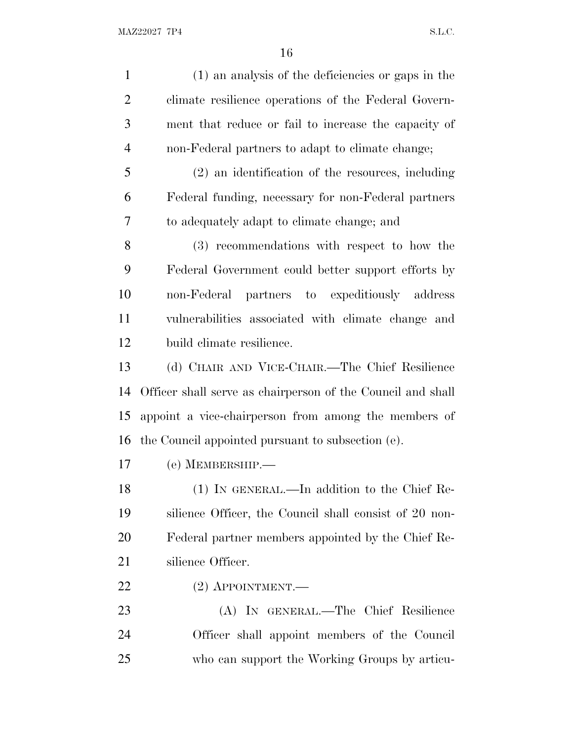(1) an analysis of the deficiencies or gaps in the climate resilience operations of the Federal Government that reduce or fail to increase the capacity of non-Federal partners to adapt to climate change;

(2) an identification of the resources, including Federal funding, necessary for non-Federal partners to adequately adapt to climate change; and

(3) recommendations with respect to how the Federal Government could better support efforts by non-Federal partners to expeditiously address vulnerabilities associated with climate change and build climate resilience.

(d) CHAIR AND VICE-CHAIR.—The Chief Resilience Officer shall serve as chairperson of the Council and shall appoint a vice-chairperson from among the members of the Council appointed pursuant to subsection (e).

(e) MEMBERSHIP.—

(1) IN GENERAL.—In addition to the Chief Resilience Officer, the Council shall consist of 20 non-Federal partner members appointed by the Chief Resilience Officer.

(2) APPOINTMENT.—

(A) IN GENERAL.—The Chief Resilience Officer shall appoint members of the Council who can support the Working Groups by articu-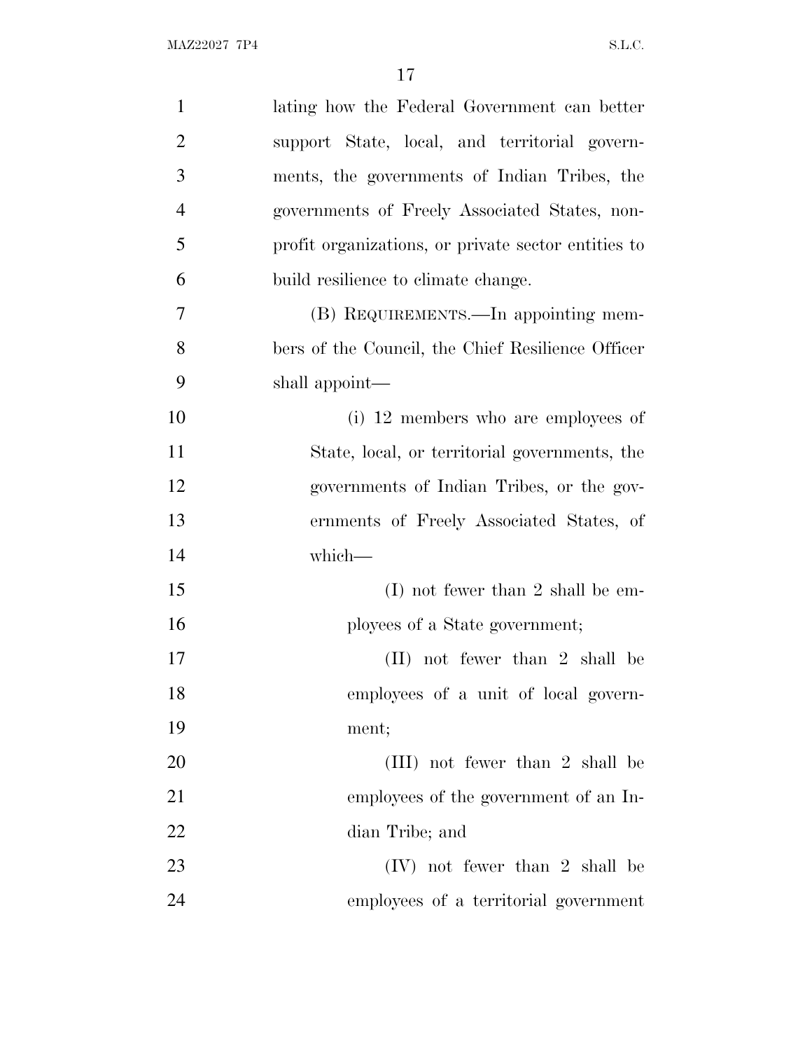lating how the Federal Government can better support State, local, and territorial governments, the governments of Indian Tribes, the governments of Freely Associated States, nonprofit organizations, or private sector entities to build resilience to climate change.

(B) REQUIREMENTS.—In appointing members of the Council, the Chief Resilience Officer shall appoint—

(i) 12 members who are employees of State, local, or territorial governments, the governments of Indian Tribes, or the governments of Freely Associated States, of which—

(I) not fewer than 2 shall be employees of a State government;

(II) not fewer than 2 shall be employees of a unit of local government;

(III) not fewer than 2 shall be employees of the government of an Indian Tribe; and

(IV) not fewer than 2 shall be employees of a territorial government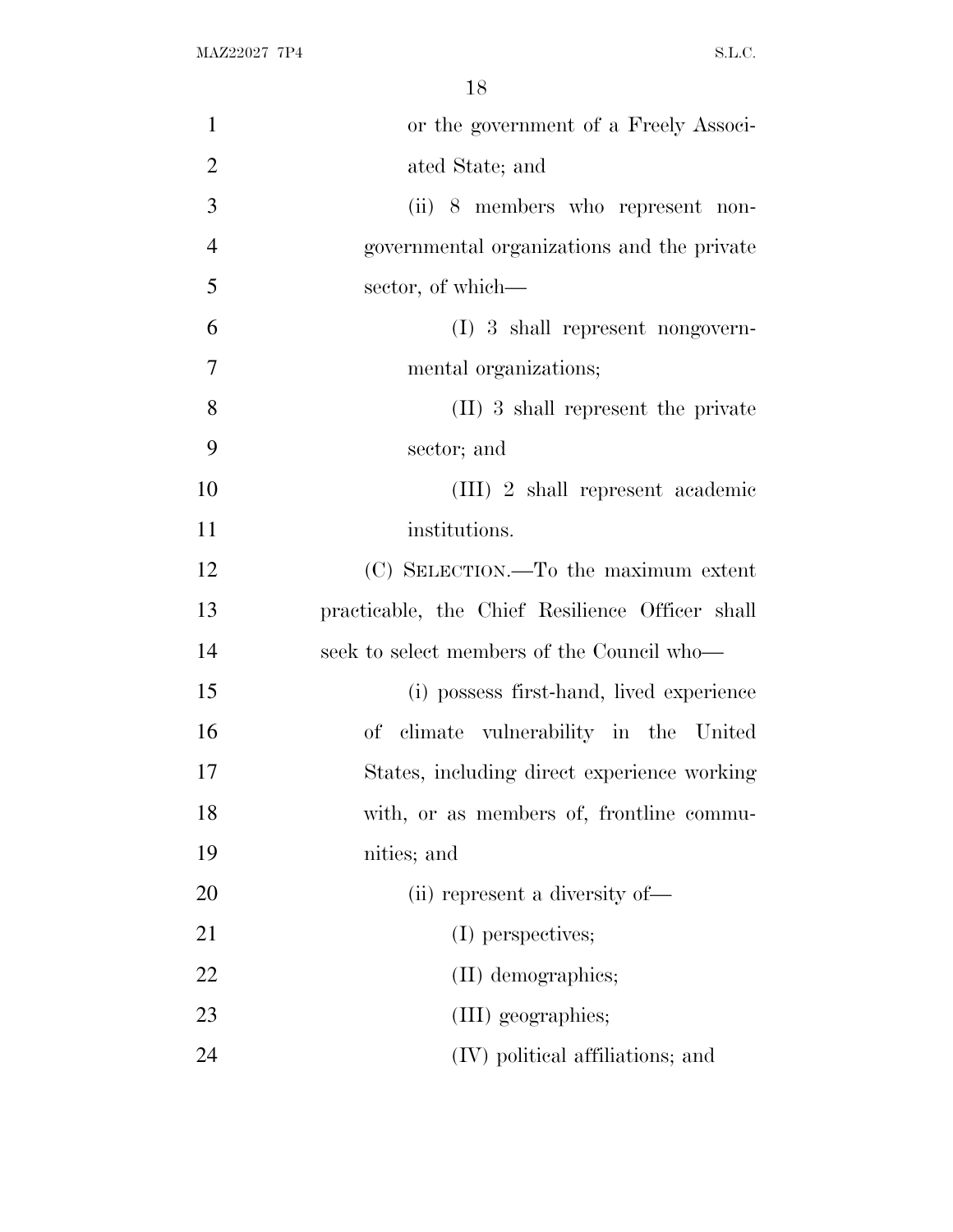or the government of a Freely Associated State; and

(ii) 8 members who represent nongovernmental organizations and the private sector, of which—

(I) 3 shall represent nongovernmental organizations;

(II) 3 shall represent the private sector; and

(III) 2 shall represent academic institutions.

(C) SELECTION.—To the maximum extent practicable, the Chief Resilience Officer shall seek to select members of the Council who—

(i) possess first-hand, lived experience of climate vulnerability in the United States, including direct experience working with, or as members of, frontline communities; and

(ii) represent a diversity of—

(I) perspectives;

(II) demographics;

(III) geographies;

(IV) political affiliations; and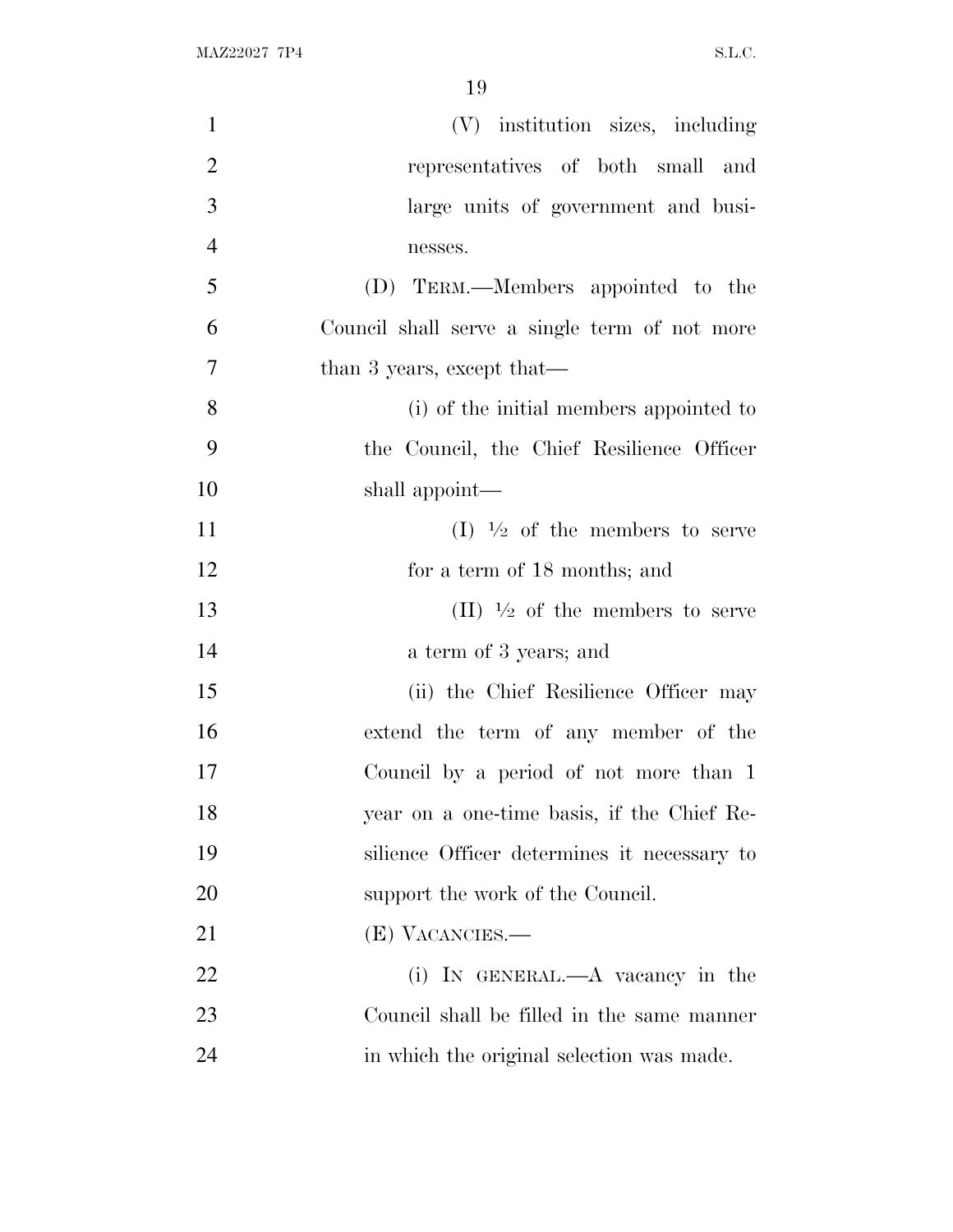(V) institution sizes, including representatives of both small and large units of government and businesses.

(D) TERM.—Members appointed to the Council shall serve a single term of not more than 3 years, except that—

(i) of the initial members appointed to the Council, the Chief Resilience Officer shall appoint—

(I) ½ of the members to serve for a term of 18 months; and

(II) ½ of the members to serve a term of 3 years; and

(ii) the Chief Resilience Officer may extend the term of any member of the Council by a period of not more than 1 year on a one-time basis, if the Chief Resilience Officer determines it necessary to support the work of the Council.

(E) VACANCIES.—

(i) IN GENERAL.—A vacancy in the Council shall be filled in the same manner in which the original selection was made.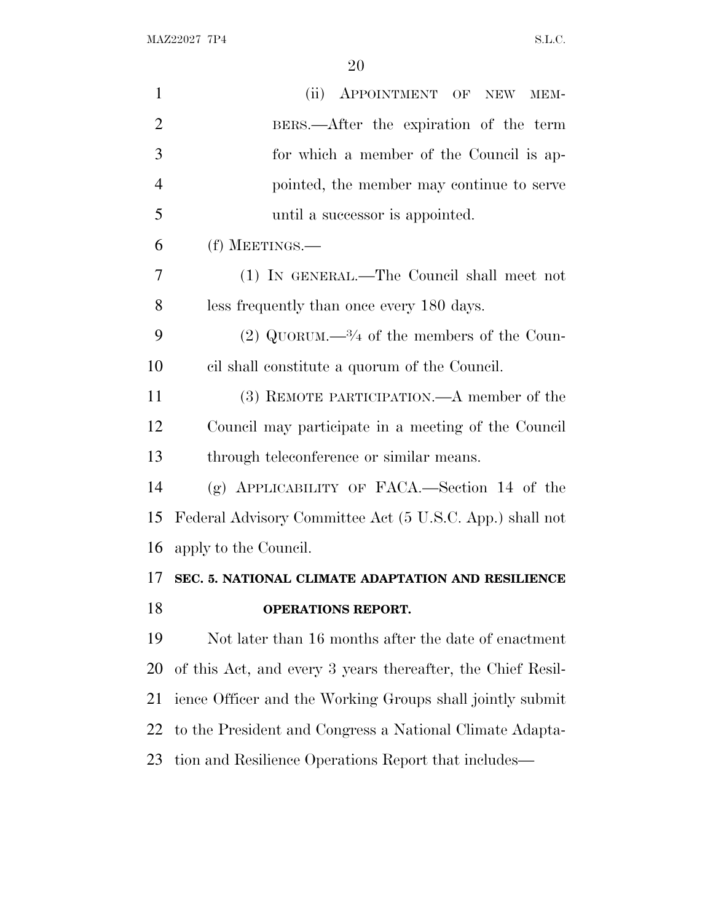(ii) APPOINTMENT OF NEW MEMBERS.—After the expiration of the term for which a member of the Council is appointed, the member may continue to serve until a successor is appointed.

(f) MEETINGS.—

(1) IN GENERAL.—The Council shall meet not less frequently than once every 180 days.

(2) QUORUM.—¾ of the members of the Council shall constitute a quorum of the Council.

(3) REMOTE PARTICIPATION.—A member of the Council may participate in a meeting of the Council through teleconference or similar means.

(g) APPLICABILITY OF FACA.—Section 14 of the Federal Advisory Committee Act (5 U.S.C. App.) shall not apply to the Council.

**SEC. 5. NATIONAL CLIMATE ADAPTATION AND RESILIENCE OPERATIONS REPORT.**

Not later than 16 months after the date of enactment of this Act, and every 3 years thereafter, the Chief Resilience Officer and the Working Groups shall jointly submit to the President and Congress a National Climate Adaptation and Resilience Operations Report that includes—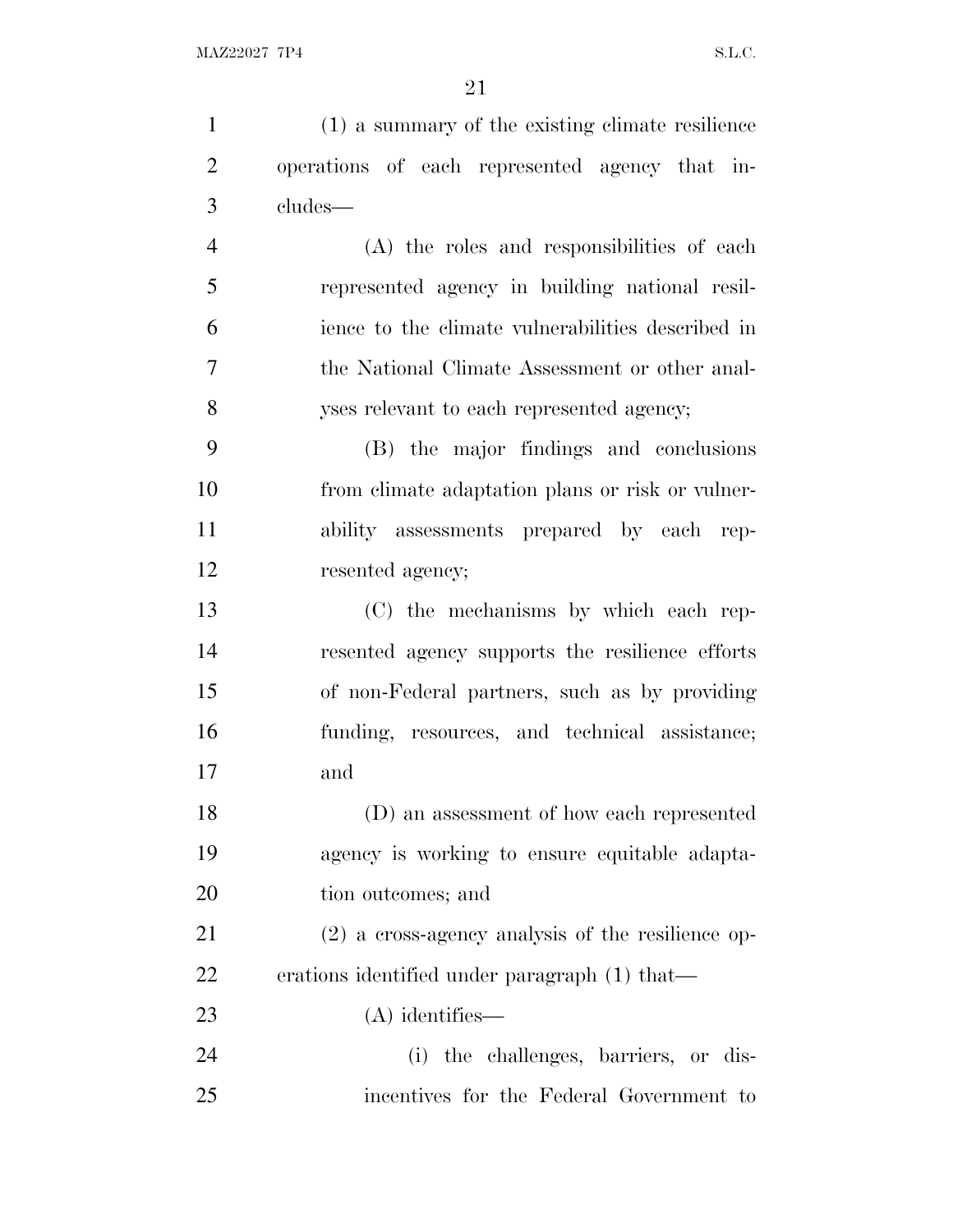(1) a summary of the existing climate resilience operations of each represented agency that includes—

(A) the roles and responsibilities of each represented agency in building national resilience to the climate vulnerabilities described in the National Climate Assessment or other analyses relevant to each represented agency;

(B) the major findings and conclusions from climate adaptation plans or risk or vulnerability assessments prepared by each represented agency;

(C) the mechanisms by which each represented agency supports the resilience efforts of non-Federal partners, such as by providing funding, resources, and technical assistance; and

(D) an assessment of how each represented agency is working to ensure equitable adaptation outcomes; and

(2) a cross-agency analysis of the resilience operations identified under paragraph (1) that—

(A) identifies—

(i) the challenges, barriers, or disincentives for the Federal Government to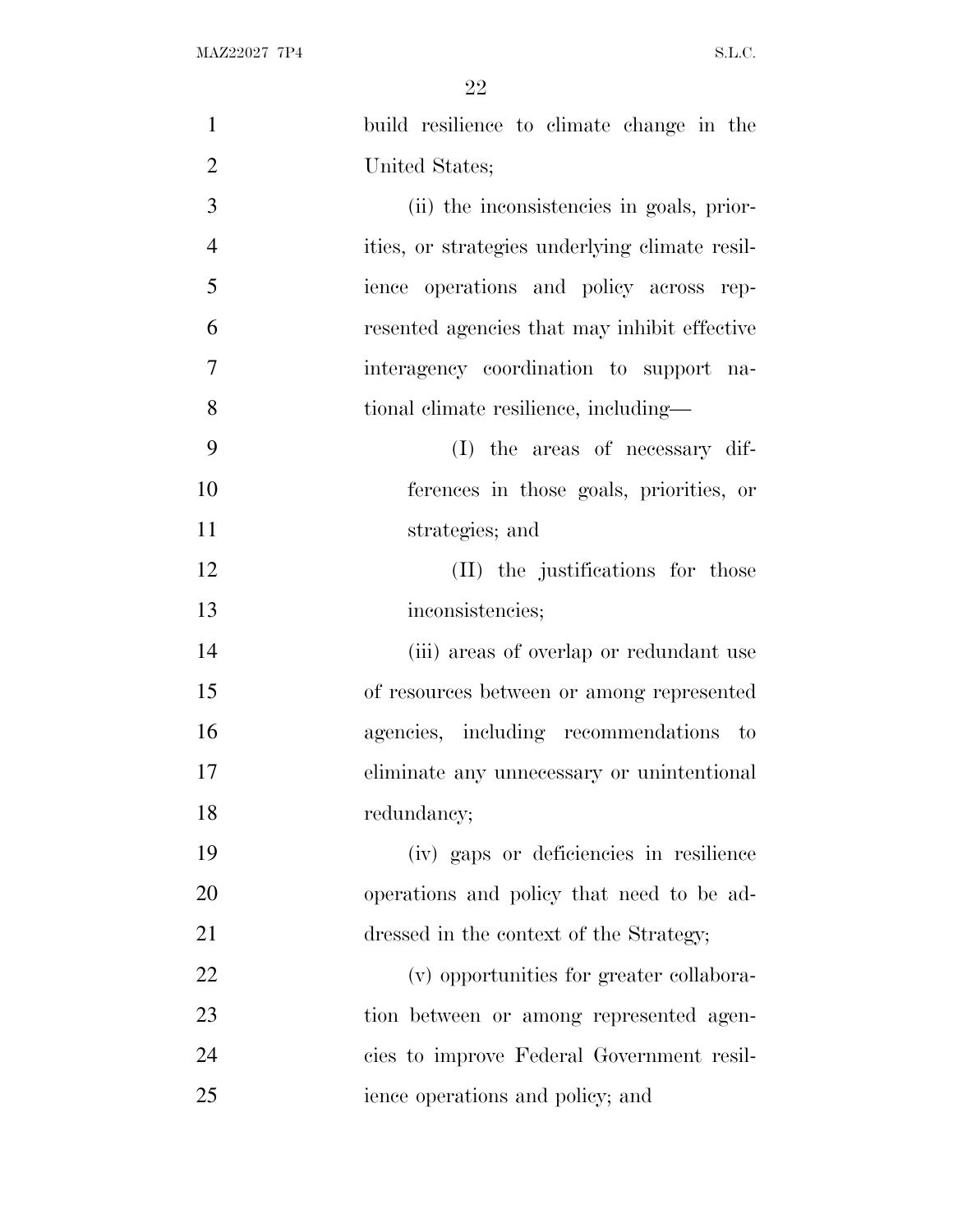build resilience to climate change in the United States;

(ii) the inconsistencies in goals, priorities, or strategies underlying climate resilience operations and policy across represented agencies that may inhibit effective interagency coordination to support national climate resilience, including—

(I) the areas of necessary differences in those goals, priorities, or strategies; and

(II) the justifications for those inconsistencies;

(iii) areas of overlap or redundant use of resources between or among represented agencies, including recommendations to eliminate any unnecessary or unintentional redundancy;

(iv) gaps or deficiencies in resilience operations and policy that need to be addressed in the context of the Strategy;

(v) opportunities for greater collaboration between or among represented agencies to improve Federal Government resilience operations and policy; and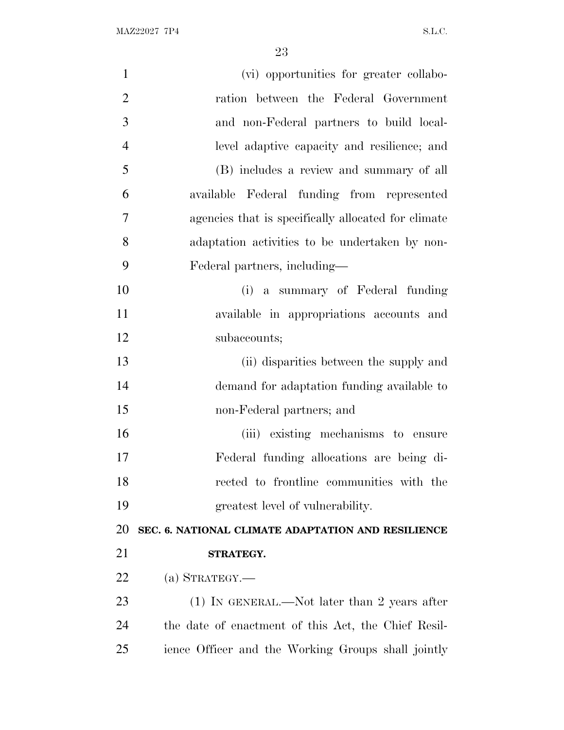(vi) opportunities for greater collaboration between the Federal Government and non-Federal partners to build local-level adaptive capacity and resilience; and

(B) includes a review and summary of all available Federal funding from represented agencies that is specifically allocated for climate adaptation activities to be undertaken by non-Federal partners, including—

(i) a summary of Federal funding available in appropriations accounts and subaccounts;

(ii) disparities between the supply and demand for adaptation funding available to non-Federal partners; and

(iii) existing mechanisms to ensure Federal funding allocations are being directed to frontline communities with the greatest level of vulnerability.

## SEC. 6. NATIONAL CLIMATE ADAPTATION AND RESILIENCE STRATEGY.

(a) STRATEGY.—

(1) IN GENERAL.—Not later than 2 years after the date of enactment of this Act, the Chief Resilience Officer and the Working Groups shall jointly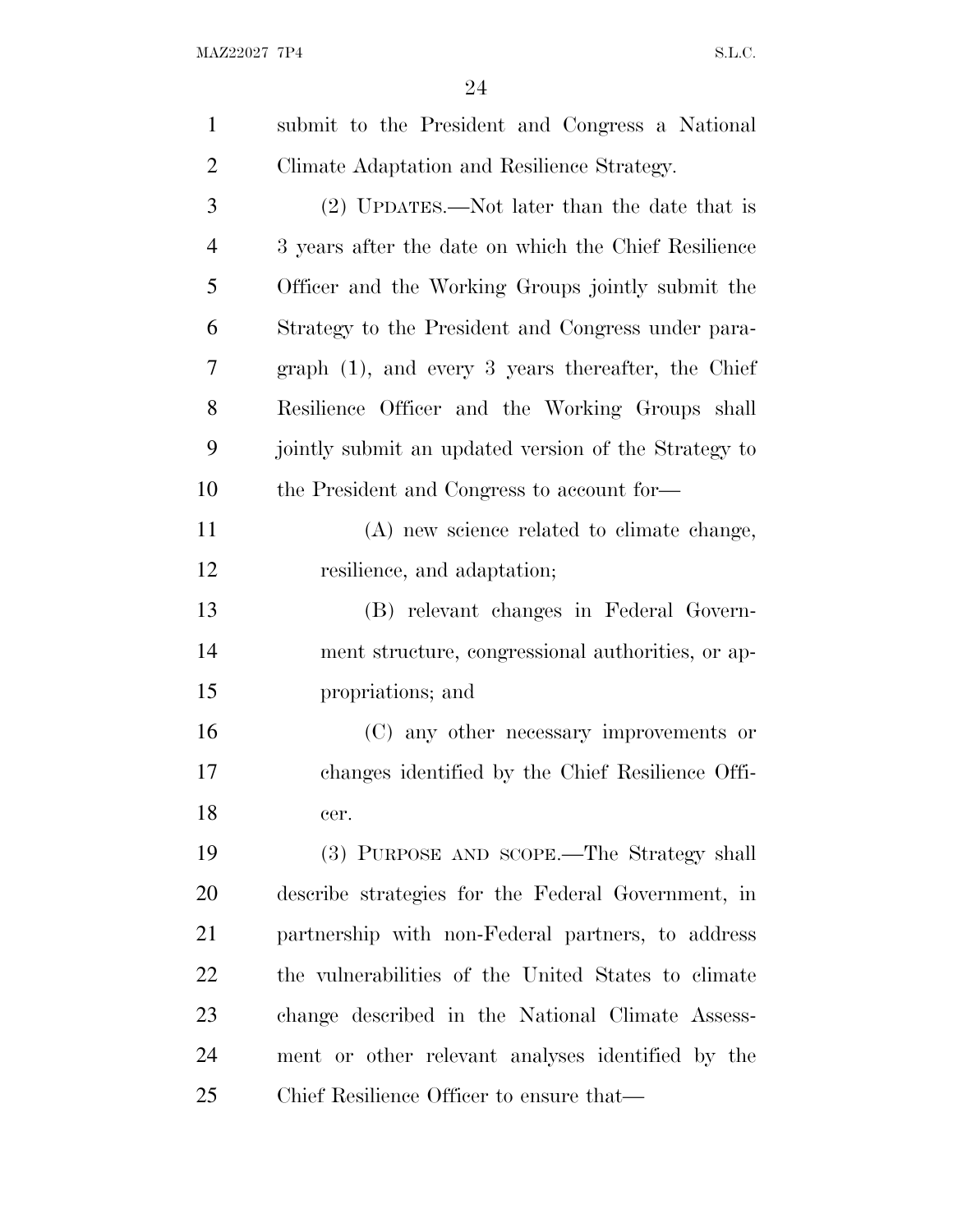submit to the President and Congress a National Climate Adaptation and Resilience Strategy.

(2) UPDATES.—Not later than the date that is 3 years after the date on which the Chief Resilience Officer and the Working Groups jointly submit the Strategy to the President and Congress under paragraph (1), and every 3 years thereafter, the Chief Resilience Officer and the Working Groups shall jointly submit an updated version of the Strategy to the President and Congress to account for—

(A) new science related to climate change, resilience, and adaptation;

(B) relevant changes in Federal Government structure, congressional authorities, or appropriations; and

(C) any other necessary improvements or changes identified by the Chief Resilience Officer.

(3) PURPOSE AND SCOPE.—The Strategy shall describe strategies for the Federal Government, in partnership with non-Federal partners, to address the vulnerabilities of the United States to climate change described in the National Climate Assessment or other relevant analyses identified by the Chief Resilience Officer to ensure that—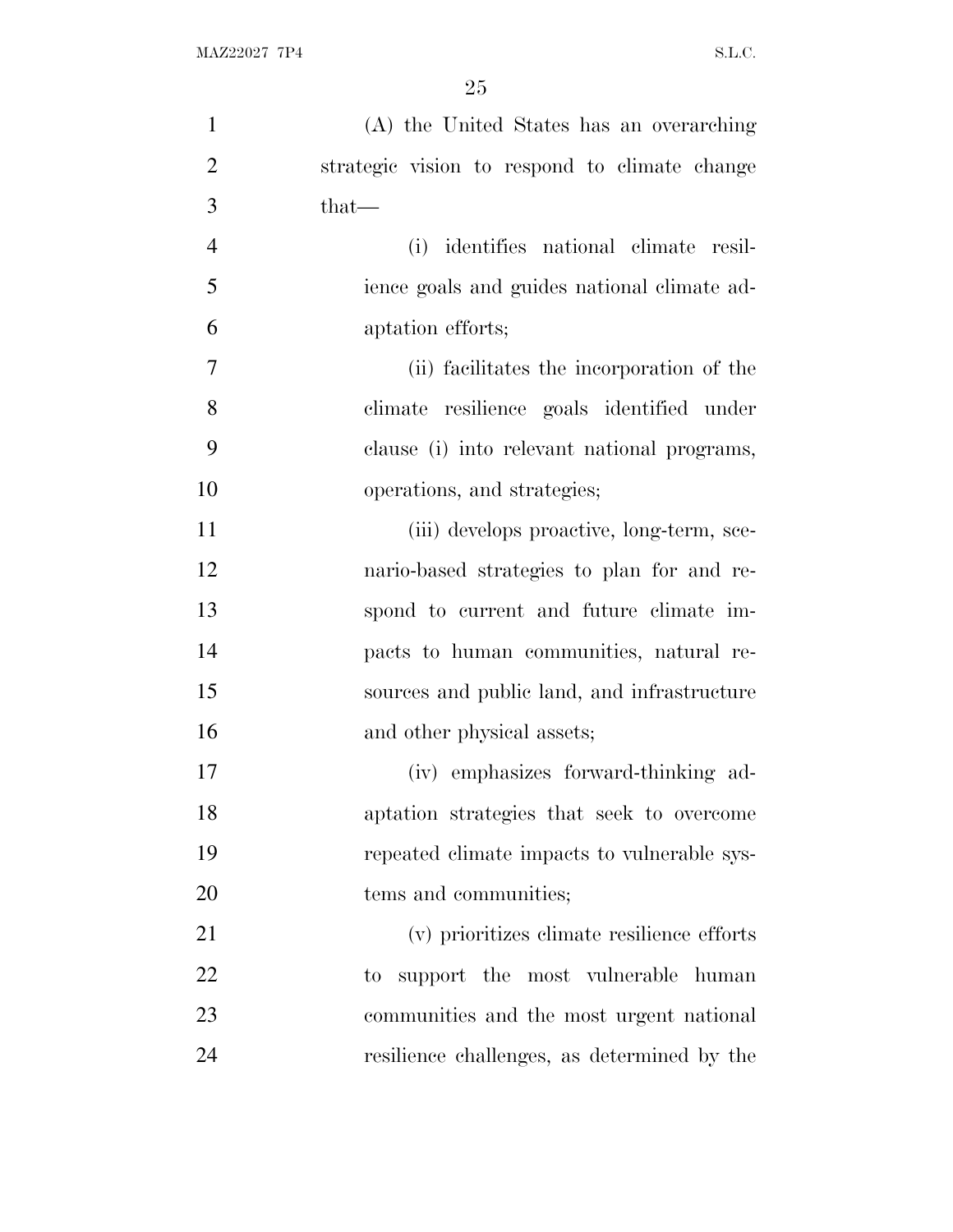(A) the United States has an overarching strategic vision to respond to climate change that—

(i) identifies national climate resilience goals and guides national climate adaptation efforts;

(ii) facilitates the incorporation of the climate resilience goals identified under clause (i) into relevant national programs, operations, and strategies;

(iii) develops proactive, long-term, scenario-based strategies to plan for and respond to current and future climate impacts to human communities, natural resources and public land, and infrastructure and other physical assets;

(iv) emphasizes forward-thinking adaptation strategies that seek to overcome repeated climate impacts to vulnerable systems and communities;

(v) prioritizes climate resilience efforts to support the most vulnerable human communities and the most urgent national resilience challenges, as determined by the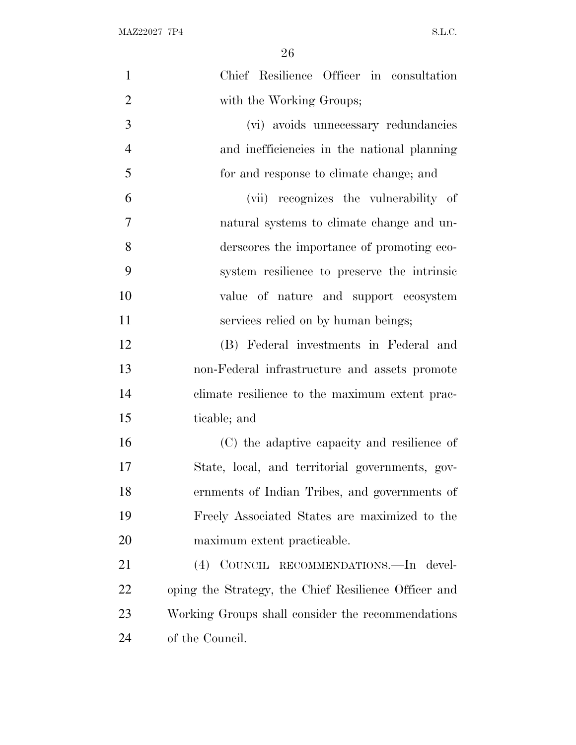Chief Resilience Officer in consultation with the Working Groups;

(vi) avoids unnecessary redundancies and inefficiencies in the national planning for and response to climate change; and

(vii) recognizes the vulnerability of natural systems to climate change and underscores the importance of promoting ecosystem resilience to preserve the intrinsic value of nature and support ecosystem services relied on by human beings;

(B) Federal investments in Federal and non-Federal infrastructure and assets promote climate resilience to the maximum extent practicable; and

(C) the adaptive capacity and resilience of State, local, and territorial governments, governments of Indian Tribes, and governments of Freely Associated States are maximized to the maximum extent practicable.

(4) COUNCIL RECOMMENDATIONS.—In developing the Strategy, the Chief Resilience Officer and Working Groups shall consider the recommendations of the Council.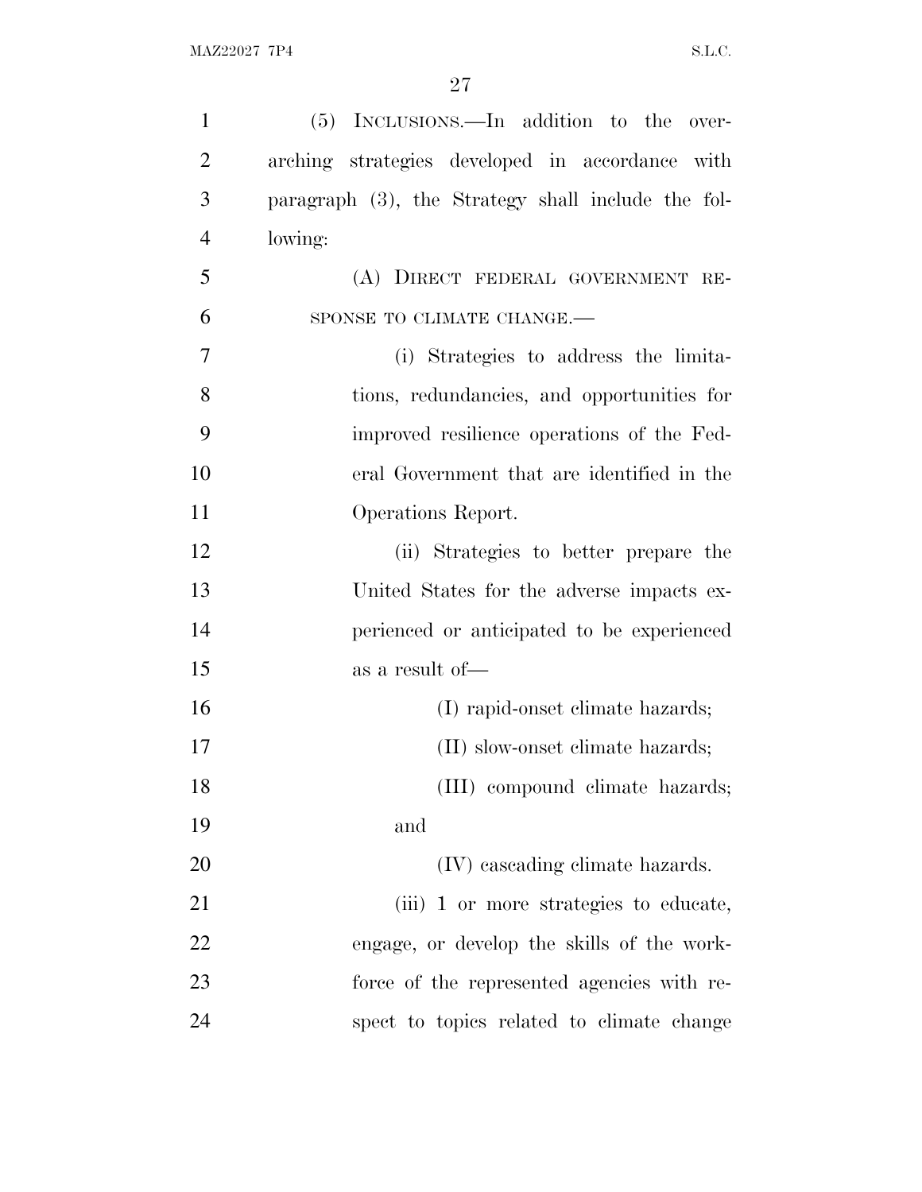(5) INCLUSIONS.—In addition to the overarching strategies developed in accordance with paragraph (3), the Strategy shall include the following:

(A) DIRECT FEDERAL GOVERNMENT RESPONSE TO CLIMATE CHANGE.—

(i) Strategies to address the limitations, redundancies, and opportunities for improved resilience operations of the Federal Government that are identified in the Operations Report.

(ii) Strategies to better prepare the United States for the adverse impacts experienced or anticipated to be experienced as a result of—

(I) rapid-onset climate hazards;

(II) slow-onset climate hazards;

(III) compound climate hazards; and

(IV) cascading climate hazards.

(iii) 1 or more strategies to educate, engage, or develop the skills of the workforce of the represented agencies with respect to topics related to climate change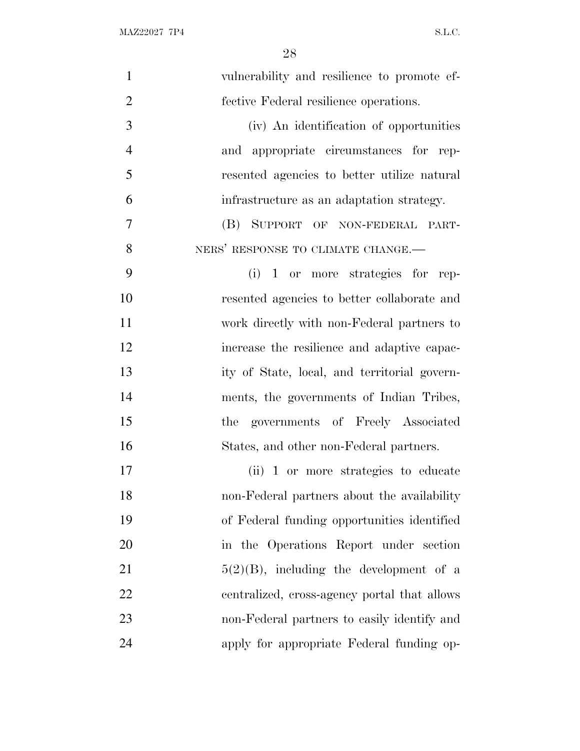vulnerability and resilience to promote effective Federal resilience operations.

(iv) An identification of opportunities and appropriate circumstances for represented agencies to better utilize natural infrastructure as an adaptation strategy.

(B) SUPPORT OF NON-FEDERAL PARTNERS' RESPONSE TO CLIMATE CHANGE.—

(i) 1 or more strategies for represented agencies to better collaborate and work directly with non-Federal partners to increase the resilience and adaptive capacity of State, local, and territorial governments, the governments of Indian Tribes, the governments of Freely Associated States, and other non-Federal partners.

(ii) 1 or more strategies to educate non-Federal partners about the availability of Federal funding opportunities identified in the Operations Report under section 5(2)(B), including the development of a centralized, cross-agency portal that allows non-Federal partners to easily identify and apply for appropriate Federal funding op-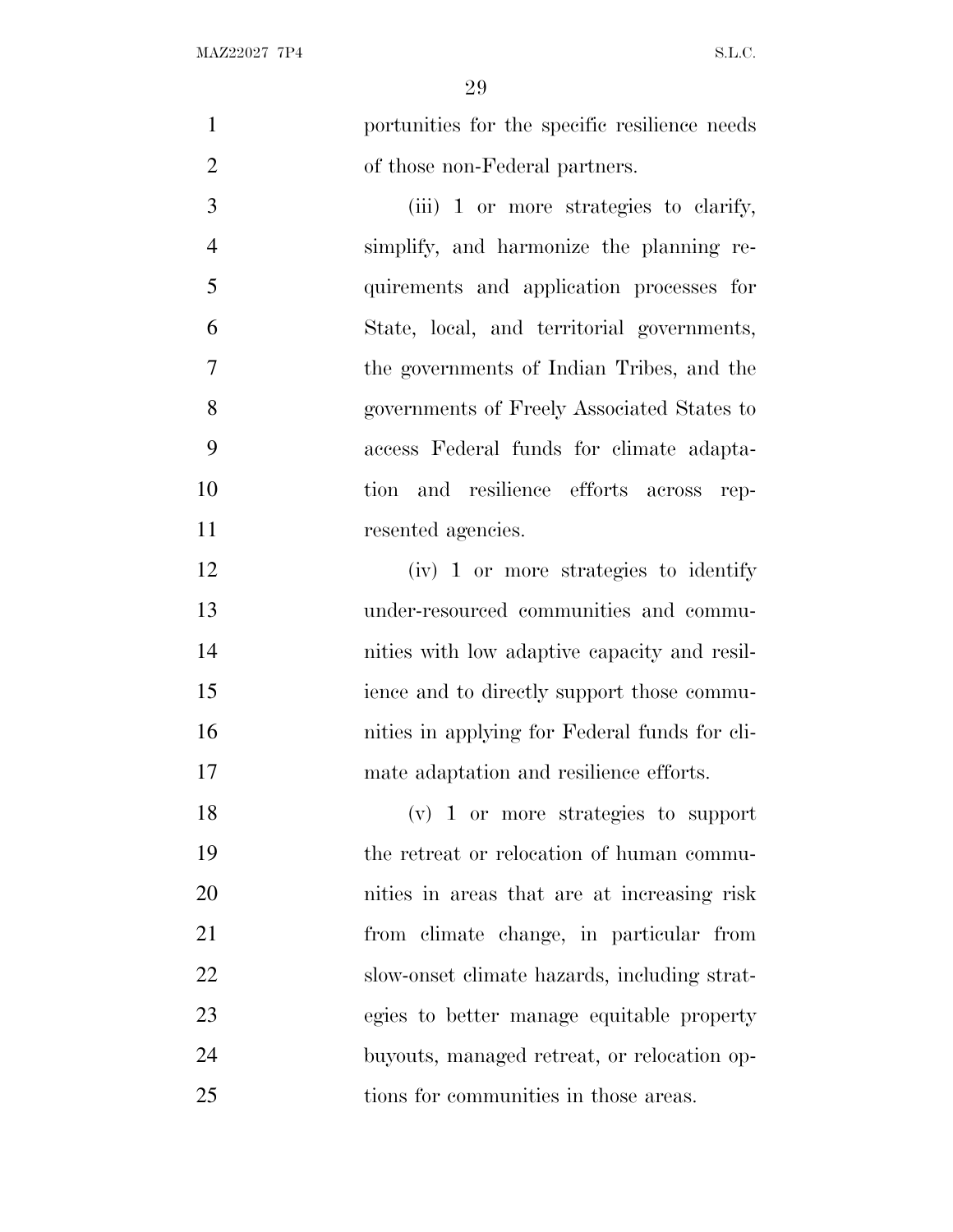portunities for the specific resilience needs of those non-Federal partners.

(iii) 1 or more strategies to clarify, simplify, and harmonize the planning requirements and application processes for State, local, and territorial governments, the governments of Indian Tribes, and the governments of Freely Associated States to access Federal funds for climate adaptation and resilience efforts across represented agencies.

(iv) 1 or more strategies to identify under-resourced communities and communities with low adaptive capacity and resilience and to directly support those communities in applying for Federal funds for climate adaptation and resilience efforts.

(v) 1 or more strategies to support the retreat or relocation of human communities in areas that are at increasing risk from climate change, in particular from slow-onset climate hazards, including strategies to better manage equitable property buyouts, managed retreat, or relocation options for communities in those areas.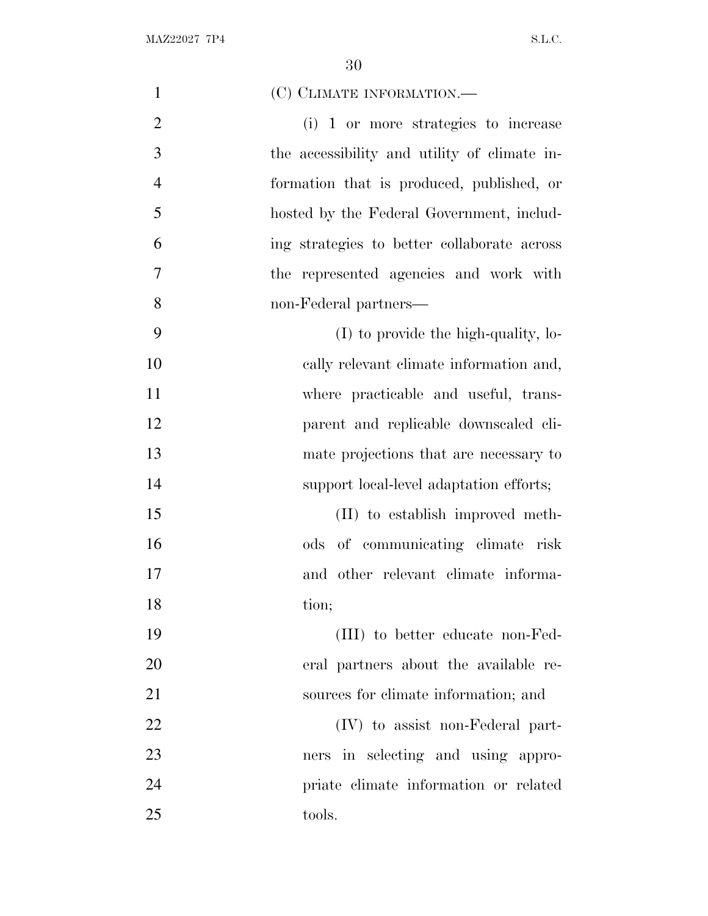(C) CLIMATE INFORMATION.—

(i) 1 or more strategies to increase the accessibility and utility of climate information that is produced, published, or hosted by the Federal Government, including strategies to better collaborate across the represented agencies and work with non-Federal partners—

(I) to provide the high-quality, locally relevant climate information and, where practicable and useful, transparent and replicable downscaled climate projections that are necessary to support local-level adaptation efforts;

(II) to establish improved methods of communicating climate risk and other relevant climate information;

(III) to better educate non-Federal partners about the available resources for climate information; and

(IV) to assist non-Federal partners in selecting and using appropriate climate information or related tools.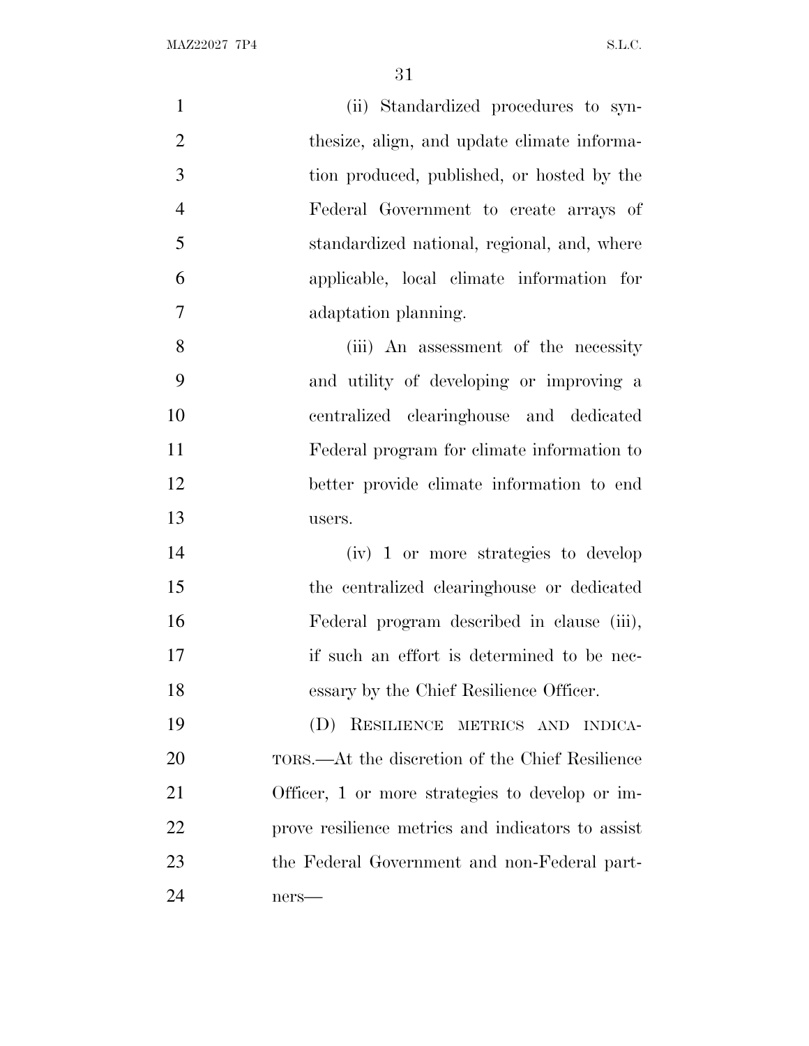(ii) Standardized procedures to synthesize, align, and update climate information produced, published, or hosted by the Federal Government to create arrays of standardized national, regional, and, where applicable, local climate information for adaptation planning.

(iii) An assessment of the necessity and utility of developing or improving a centralized clearinghouse and dedicated Federal program for climate information to better provide climate information to end users.

(iv) 1 or more strategies to develop the centralized clearinghouse or dedicated Federal program described in clause (iii), if such an effort is determined to be necessary by the Chief Resilience Officer.

(D) RESILIENCE METRICS AND INDICATORS.—At the discretion of the Chief Resilience Officer, 1 or more strategies to develop or improve resilience metrics and indicators to assist the Federal Government and non-Federal partners—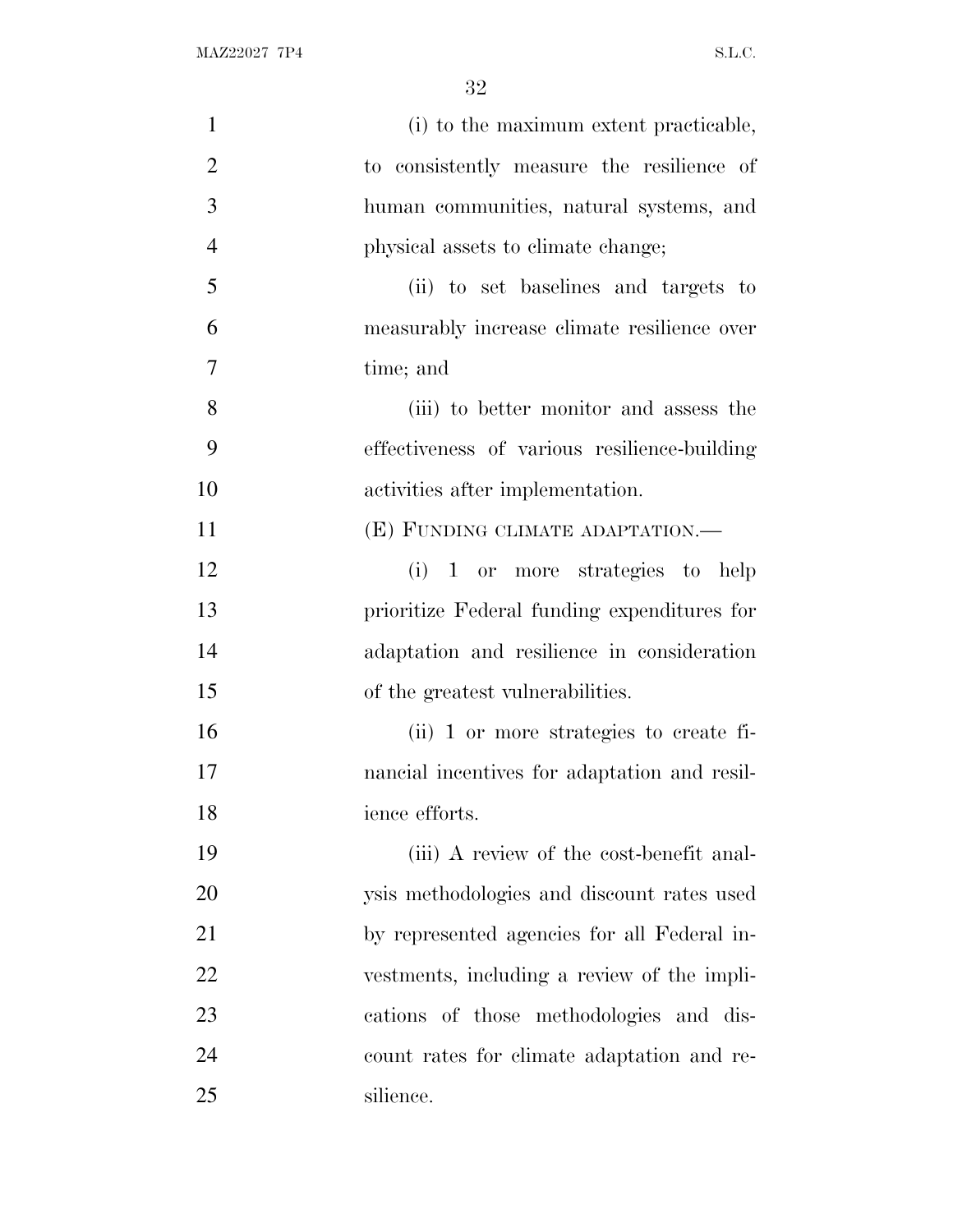(i) to the maximum extent practicable, to consistently measure the resilience of human communities, natural systems, and physical assets to climate change;

(ii) to set baselines and targets to measurably increase climate resilience over time; and

(iii) to better monitor and assess the effectiveness of various resilience-building activities after implementation.

(E) FUNDING CLIMATE ADAPTATION.—

(i) 1 or more strategies to help prioritize Federal funding expenditures for adaptation and resilience in consideration of the greatest vulnerabilities.

(ii) 1 or more strategies to create financial incentives for adaptation and resilience efforts.

(iii) A review of the cost-benefit analysis methodologies and discount rates used by represented agencies for all Federal investments, including a review of the implications of those methodologies and discount rates for climate adaptation and resilience.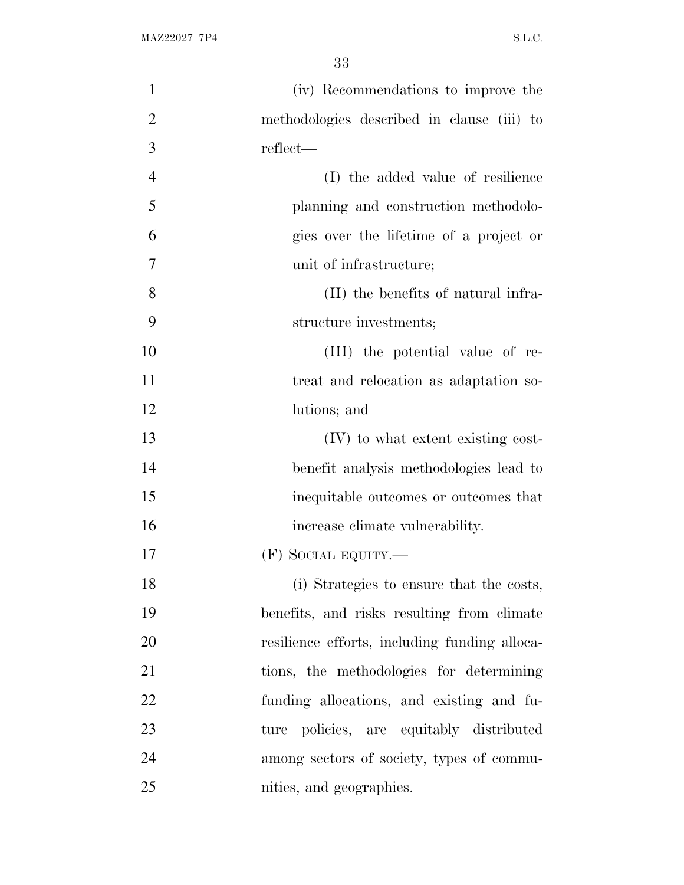(iv) Recommendations to improve the methodologies described in clause (iii) to reflect—

(I) the added value of resilience planning and construction methodologies over the lifetime of a project or unit of infrastructure;

(II) the benefits of natural infrastructure investments;

(III) the potential value of retreat and relocation as adaptation solutions; and

(IV) to what extent existing cost-benefit analysis methodologies lead to inequitable outcomes or outcomes that increase climate vulnerability.

(F) SOCIAL EQUITY.—

(i) Strategies to ensure that the costs, benefits, and risks resulting from climate resilience efforts, including funding allocations, the methodologies for determining funding allocations, and existing and future policies, are equitably distributed among sectors of society, types of communities, and geographies.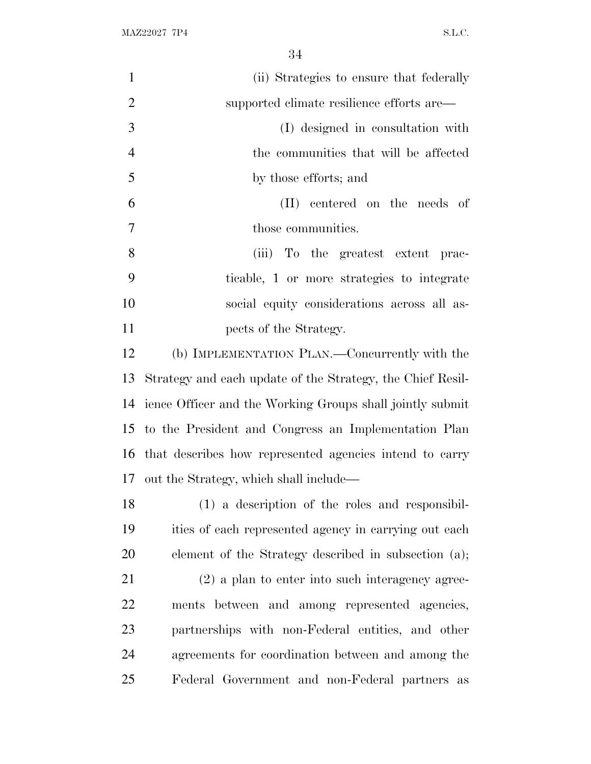(ii) Strategies to ensure that federally supported climate resilience efforts are—

(I) designed in consultation with the communities that will be affected by those efforts; and

(II) centered on the needs of those communities.

(iii) To the greatest extent practicable, 1 or more strategies to integrate social equity considerations across all aspects of the Strategy.

(b) IMPLEMENTATION PLAN.—Concurrently with the Strategy and each update of the Strategy, the Chief Resilience Officer and the Working Groups shall jointly submit to the President and Congress an Implementation Plan that describes how represented agencies intend to carry out the Strategy, which shall include—

(1) a description of the roles and responsibilities of each represented agency in carrying out each element of the Strategy described in subsection (a);

(2) a plan to enter into such interagency agreements between and among represented agencies, partnerships with non-Federal entities, and other agreements for coordination between and among the Federal Government and non-Federal partners as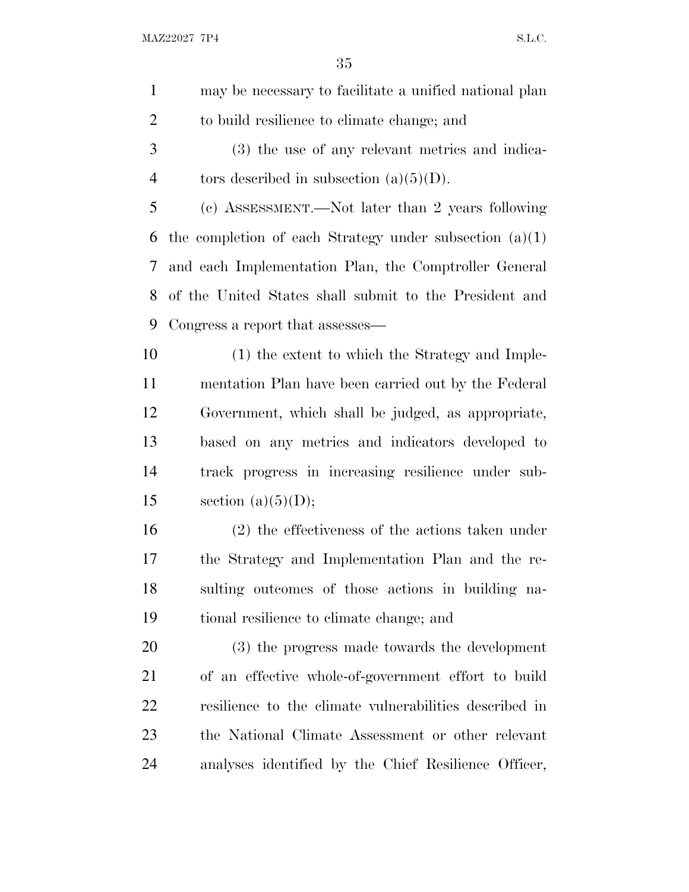may be necessary to facilitate a unified national plan to build resilience to climate change; and

(3) the use of any relevant metrics and indicators described in subsection (a)(5)(D).

(c) ASSESSMENT.—Not later than 2 years following the completion of each Strategy under subsection (a)(1) and each Implementation Plan, the Comptroller General of the United States shall submit to the President and Congress a report that assesses—

(1) the extent to which the Strategy and Implementation Plan have been carried out by the Federal Government, which shall be judged, as appropriate, based on any metrics and indicators developed to track progress in increasing resilience under subsection (a)(5)(D);

(2) the effectiveness of the actions taken under the Strategy and Implementation Plan and the resulting outcomes of those actions in building national resilience to climate change; and

(3) the progress made towards the development of an effective whole-of-government effort to build resilience to the climate vulnerabilities described in the National Climate Assessment or other relevant analyses identified by the Chief Resilience Officer,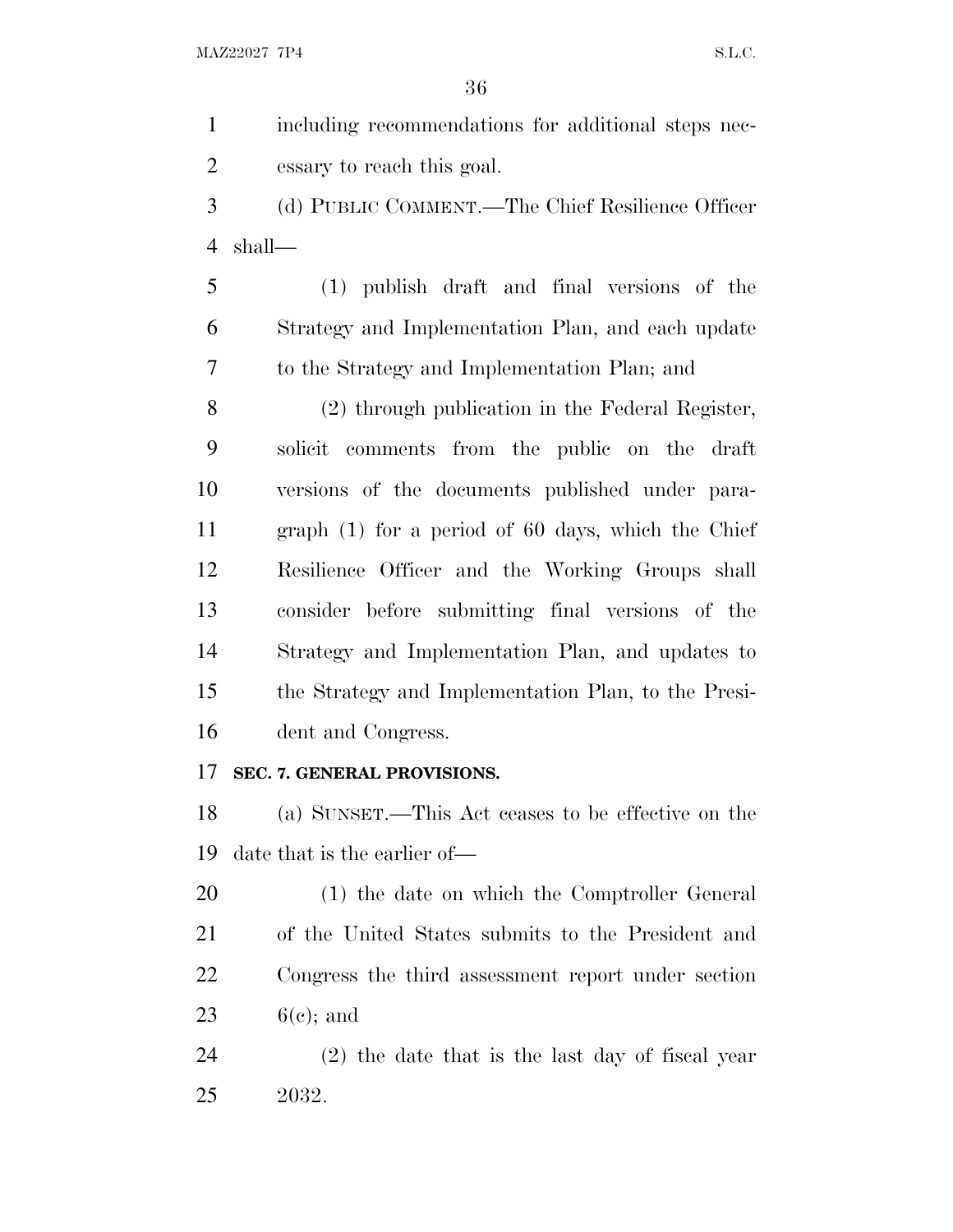including recommendations for additional steps necessary to reach this goal.

(d) PUBLIC COMMENT.—The Chief Resilience Officer shall—

(1) publish draft and final versions of the Strategy and Implementation Plan, and each update to the Strategy and Implementation Plan; and

(2) through publication in the Federal Register, solicit comments from the public on the draft versions of the documents published under paragraph (1) for a period of 60 days, which the Chief Resilience Officer and the Working Groups shall consider before submitting final versions of the Strategy and Implementation Plan, and updates to the Strategy and Implementation Plan, to the President and Congress.

**SEC. 7. GENERAL PROVISIONS.**

(a) SUNSET.—This Act ceases to be effective on the date that is the earlier of—

(1) the date on which the Comptroller General of the United States submits to the President and Congress the third assessment report under section 6(c); and

(2) the date that is the last day of fiscal year 2032.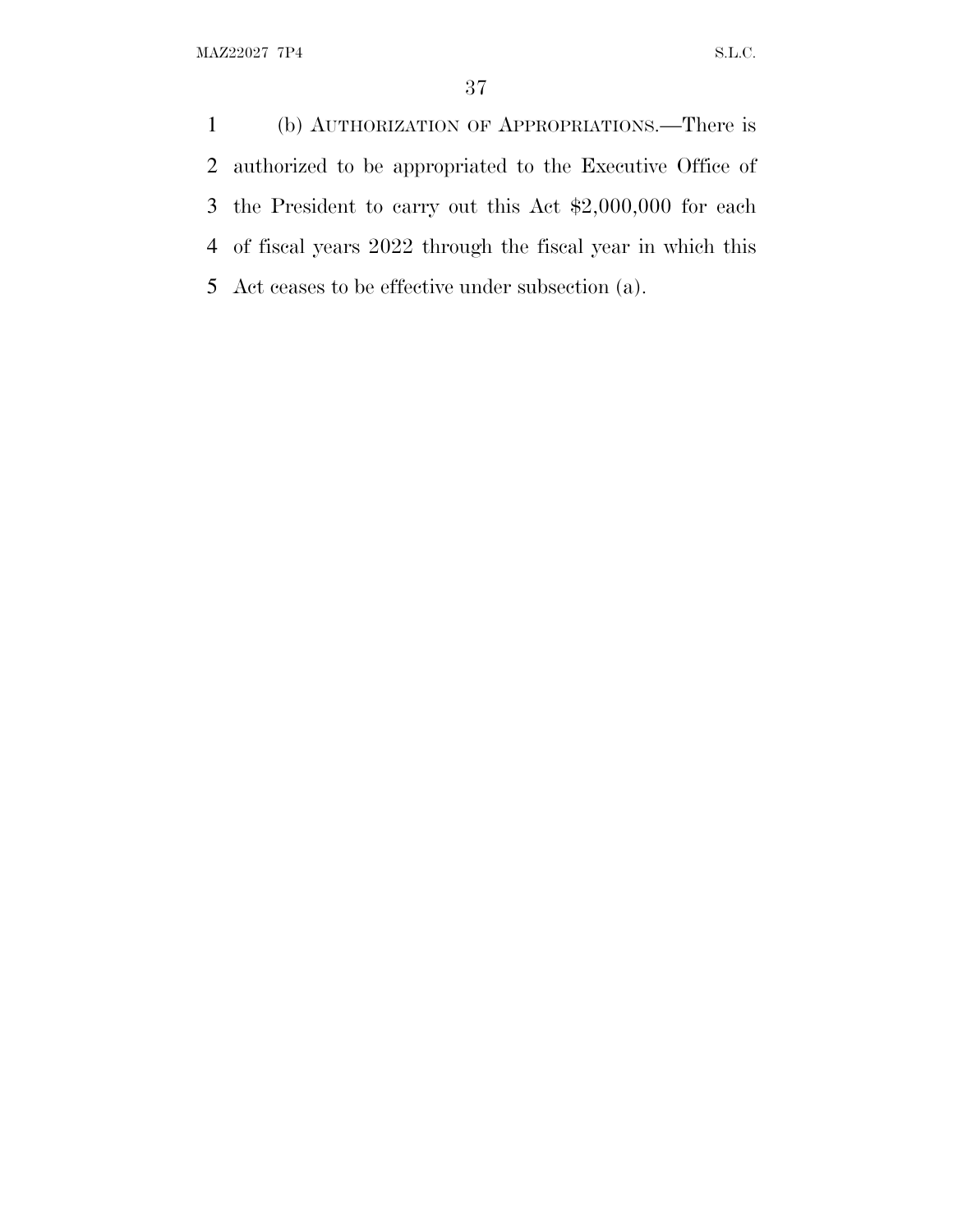(b) AUTHORIZATION OF APPROPRIATIONS.—There is authorized to be appropriated to the Executive Office of the President to carry out this Act $2,000,000 for each of fiscal years 2022 through the fiscal year in which this Act ceases to be effective under subsection (a).